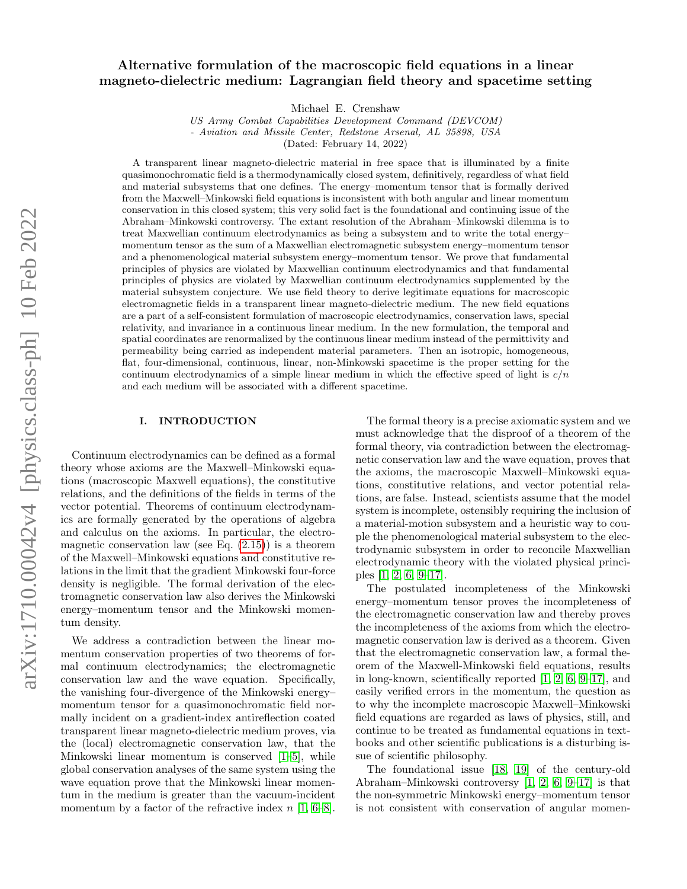# Alternative formulation of the macroscopic field equations in a linear magneto-dielectric medium: Lagrangian field theory and spacetime setting

Michael E. Crenshaw

*US Army Combat Capabilities Development Command (DEVCOM) - Aviation and Missile Center, Redstone Arsenal, AL 35898, USA*

(Dated: February 14, 2022)

A transparent linear magneto-dielectric material in free space that is illuminated by a finite quasimonochromatic field is a thermodynamically closed system, definitively, regardless of what field and material subsystems that one defines. The energy–momentum tensor that is formally derived from the Maxwell–Minkowski field equations is inconsistent with both angular and linear momentum conservation in this closed system; this very solid fact is the foundational and continuing issue of the Abraham–Minkowski controversy. The extant resolution of the Abraham–Minkowski dilemma is to treat Maxwellian continuum electrodynamics as being a subsystem and to write the total energy–momentum tensor as the sum of a Maxwellian electromagnetic subsystem energy–momentum tensor and a phenomenological material subsystem energy–momentum tensor. We prove that fundamental principles of physics are violated by Maxwellian continuum electrodynamics and that fundamental principles of physics are violated by Maxwellian continuum electrodynamics supplemented by the material subsystem conjecture. We use field theory to derive legitimate equations for macroscopic electromagnetic fields in a transparent linear magneto-dielectric medium. The new field equations are a part of a self-consistent formulation of macroscopic electrodynamics, conservation laws, special relativity, and invariance in a continuous linear medium. In the new formulation, the temporal and spatial coordinates are renormalized by the continuous linear medium instead of the permittivity and permeability being carried as independent material parameters. Then an isotropic, homogeneous, flat, four-dimensional, continuous, linear, non-Minkowski spacetime is the proper setting for the continuum electrodynamics of a simple linear medium in which the effective speed of light is $c/n$ and each medium will be associated with a different spacetime.

## I. INTRODUCTION

Continuum electrodynamics can be defined as a formal theory whose axioms are the Maxwell–Minkowski equations (macroscopic Maxwell equations), the constitutive relations, and the definitions of the fields in terms of the vector potential. Theorems of continuum electrodynamics are formally generated by the operations of algebra and calculus on the axioms. In particular, the electromagnetic conservation law (see Eq. (2.15)) is a theorem of the Maxwell–Minkowski equations and constitutive relations in the limit that the gradient Minkowski four-force density is negligible. The formal derivation of the electromagnetic conservation law also derives the Minkowski energy–momentum tensor and the Minkowski momentum density.

We address a contradiction between the linear momentum conservation properties of two theorems of formal continuum electrodynamics; the electromagnetic conservation law and the wave equation. Specifically, the vanishing four-divergence of the Minkowski energy–momentum tensor for a quasimonochromatic field normally incident on a gradient-index antireflection coated transparent linear magneto-dielectric medium proves, via the (local) electromagnetic conservation law, that the Minkowski linear momentum is conserved [1–5], while global conservation analyses of the same system using the wave equation prove that the Minkowski linear momentum in the medium is greater than the vacuum-incident momentum by a factor of the refractive index $n$ [1, 6–8].

The formal theory is a precise axiomatic system and we must acknowledge that the disproof of a theorem of the formal theory, via contradiction between the electromagnetic conservation law and the wave equation, proves that the axioms, the macroscopic Maxwell–Minkowski equations, constitutive relations, and vector potential relations, are false. Instead, scientists assume that the model system is incomplete, ostensibly requiring the inclusion of a material-motion subsystem and a heuristic way to couple the phenomenological material subsystem to the electrodynamic subsystem in order to reconcile Maxwellian electrodynamic theory with the violated physical principles [1, 2, 6, 9–17].

The postulated incompleteness of the Minkowski energy–momentum tensor proves the incompleteness of the electromagnetic conservation law and thereby proves the incompleteness of the axioms from which the electromagnetic conservation law is derived as a theorem. Given that the electromagnetic conservation law, a formal theorem of the Maxwell-Minkowski field equations, results in long-known, scientifically reported [1, 2, 6, 9–17], and easily verified errors in the momentum, the question as to why the incomplete macroscopic Maxwell–Minkowski field equations are regarded as laws of physics, still, and continue to be treated as fundamental equations in textbooks and other scientific publications is a disturbing issue of scientific philosophy.

The foundational issue [18, 19] of the century-old Abraham–Minkowski controversy [1, 2, 6, 9–17] is that the non-symmetric Minkowski energy–momentum tensor is not consistent with conservation of angular momen-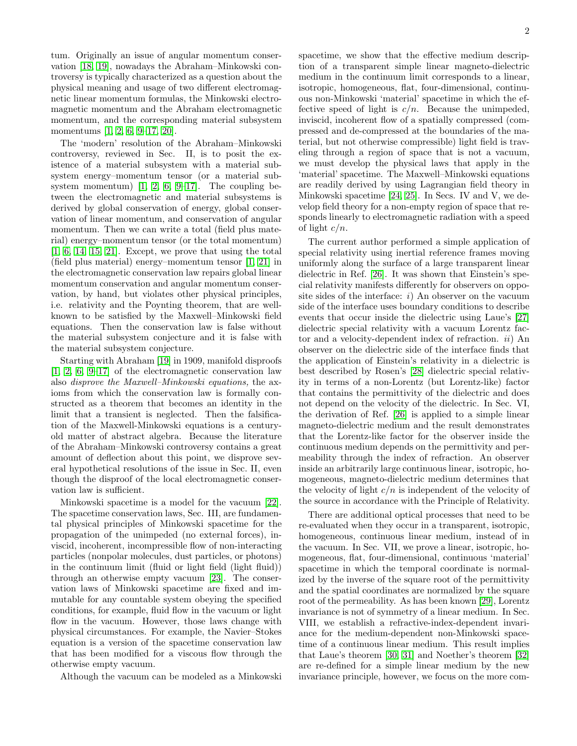tum. Originally an issue of angular momentum conservation [18, 19], nowadays the Abraham–Minkowski controversy is typically characterized as a question about the physical meaning and usage of two different electromagnetic linear momentum formulas, the Minkowski electromagnetic momentum and the Abraham electromagnetic momentum, and the corresponding material subsystem momentums [1, 2, 6, 9–17, 20].

The 'modern' resolution of the Abraham–Minkowski controversy, reviewed in Sec. II, is to posit the existence of a material subsystem with a material subsystem energy–momentum tensor (or a material subsystem momentum) [1, 2, 6, 9–17]. The coupling between the electromagnetic and material subsystems is derived by global conservation of energy, global conservation of linear momentum, and conservation of angular momentum. Then we can write a total (field plus material) energy–momentum tensor (or the total momentum) [1, 6, 14, 15, 21]. Except, we prove that using the total (field plus material) energy–momentum tensor [1, 21] in the electromagnetic conservation law repairs global linear momentum conservation and angular momentum conservation, by hand, but violates other physical principles, i.e. relativity and the Poynting theorem, that are well-known to be satisfied by the Maxwell–Minkowski field equations. Then the conservation law is false without the material subsystem conjecture and it is false with the material subsystem conjecture.

Starting with Abraham [19] in 1909, manifold disproofs [1, 2, 6, 9–17] of the electromagnetic conservation law also *disprove the Maxwell–Minkowski equations,* the axioms from which the conservation law is formally constructed as a theorem that becomes an identity in the limit that a transient is neglected. Then the falsification of the Maxwell-Minkowski equations is a century-old matter of abstract algebra. Because the literature of the Abraham–Minkowski controversy contains a great amount of deflection about this point, we disprove several hypothetical resolutions of the issue in Sec. II, even though the disproof of the local electromagnetic conservation law is sufficient.

Minkowski spacetime is a model for the vacuum [22]. The spacetime conservation laws, Sec. III, are fundamental physical principles of Minkowski spacetime for the propagation of the unimpeded (no external forces), inviscid, incoherent, incompressible flow of non-interacting particles (nonpolar molecules, dust particles, or photons) in the continuum limit (fluid or light field (light fluid)) through an otherwise empty vacuum [23]. The conservation laws of Minkowski spacetime are fixed and immutable for any countable system obeying the specified conditions, for example, fluid flow in the vacuum or light flow in the vacuum. However, those laws change with physical circumstances. For example, the Navier–Stokes equation is a version of the spacetime conservation law that has been modified for a viscous flow through the otherwise empty vacuum.

Although the vacuum can be modeled as a Minkowski spacetime, we show that the effective medium description of a transparent simple linear magneto-dielectric medium in the continuum limit corresponds to a linear, isotropic, homogeneous, flat, four-dimensional, continuous non-Minkowski 'material' spacetime in which the effective speed of light is $c/n$. Because the unimpeded, inviscid, incoherent flow of a spatially compressed (compressed and de-compressed at the boundaries of the material, but not otherwise compressible) light field is traveling through a region of space that is not a vacuum, we must develop the physical laws that apply in the 'material' spacetime. The Maxwell–Minkowski equations are readily derived by using Lagrangian field theory in Minkowski spacetime [24, 25]. In Secs. IV and V, we develop field theory for a non-empty region of space that responds linearly to electromagnetic radiation with a speed of light $c/n$.

The current author performed a simple application of special relativity using inertial reference frames moving uniformly along the surface of a large transparent linear dielectric in Ref. [26]. It was shown that Einstein's special relativity manifests differently for observers on opposite sides of the interface: *i)* An observer on the vacuum side of the interface uses boundary conditions to describe events that occur inside the dielectric using Laue's [27] dielectric special relativity with a vacuum Lorentz factor and a velocity-dependent index of refraction. *ii)* An observer on the dielectric side of the interface finds that the application of Einstein's relativity in a dielectric is best described by Rosen's [28] dielectric special relativity in terms of a non-Lorentz (but Lorentz-like) factor that contains the permittivity of the dielectric and does not depend on the velocity of the dielectric. In Sec. VI, the derivation of Ref. [26] is applied to a simple linear magneto-dielectric medium and the result demonstrates that the Lorentz-like factor for the observer inside the continuous medium depends on the permittivity and permeability through the index of refraction. An observer inside an arbitrarily large continuous linear, isotropic, homogeneous, magneto-dielectric medium determines that the velocity of light $c/n$ is independent of the velocity of the source in accordance with the Principle of Relativity.

There are additional optical processes that need to be re-evaluated when they occur in a transparent, isotropic, homogeneous, continuous linear medium, instead of in the vacuum. In Sec. VII, we prove a linear, isotropic, homogeneous, flat, four-dimensional, continuous 'material' spacetime in which the temporal coordinate is normalized by the inverse of the square root of the permittivity and the spatial coordinates are normalized by the square root of the permeability. As has been known [29], Lorentz invariance is not of symmetry of a linear medium. In Sec. VIII, we establish a refractive-index-dependent invariance for the medium-dependent non-Minkowski spacetime of a continuous linear medium. This result implies that Laue's theorem [30, 31] and Noether's theorem [32] are re-defined for a simple linear medium by the new invariance principle, however, we focus on the more com-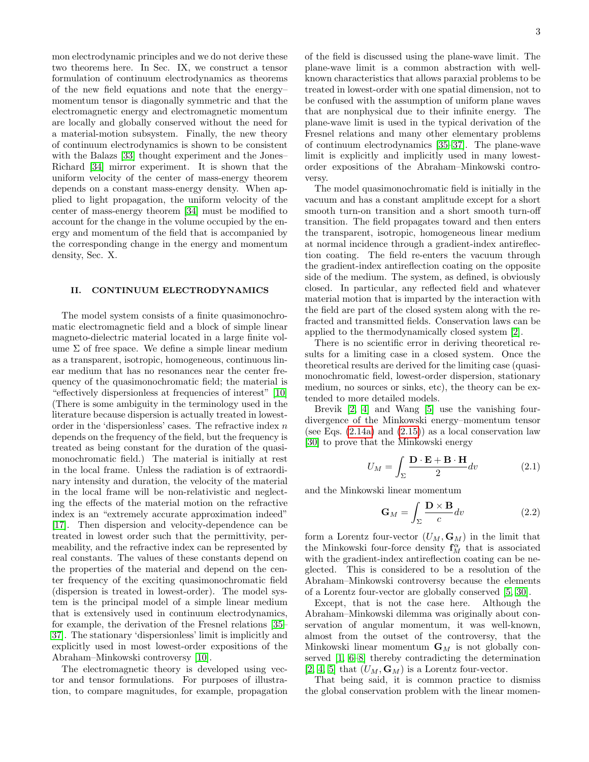mon electrodynamic principles and we do not derive these two theorems here. In Sec. IX, we construct a tensor formulation of continuum electrodynamics as theorems of the new field equations and note that the energy–momentum tensor is diagonally symmetric and that the electromagnetic energy and electromagnetic momentum are locally and globally conserved without the need for a material-motion subsystem. Finally, the new theory of continuum electrodynamics is shown to be consistent with the Balazs [33] thought experiment and the Jones–Richard [34] mirror experiment. It is shown that the uniform velocity of the center of mass-energy theorem depends on a constant mass-energy density. When applied to light propagation, the uniform velocity of the center of mass-energy theorem [34] must be modified to account for the change in the volume occupied by the energy and momentum of the field that is accompanied by the corresponding change in the energy and momentum density, Sec. X.

## II. CONTINUUM ELECTRODYNAMICS

The model system consists of a finite quasimonochromatic electromagnetic field and a block of simple linear magneto-dielectric material located in a large finite volume $\Sigma$ of free space. We define a simple linear medium as a transparent, isotropic, homogeneous, continuous linear medium that has no resonances near the center frequency of the quasimonochromatic field; the material is "effectively dispersionless at frequencies of interest" [10] (There is some ambiguity in the terminology used in the literature because dispersion is actually treated in lowest-order in the 'dispersionless' cases. The refractive index $n$ depends on the frequency of the field, but the frequency is treated as being constant for the duration of the quasimonochromatic field.) The material is initially at rest in the local frame. Unless the radiation is of extraordinary intensity and duration, the velocity of the material in the local frame will be non-relativistic and neglecting the effects of the material motion on the refractive index is an "extremely accurate approximation indeed" [17]. Then dispersion and velocity-dependence can be treated in lowest order such that the permittivity, permeability, and the refractive index can be represented by real constants. The values of these constants depend on the properties of the material and depend on the center frequency of the exciting quasimonochromatic field (dispersion is treated in lowest-order). The model system is the principal model of a simple linear medium that is extensively used in continuum electrodynamics, for example, the derivation of the Fresnel relations [35–37]. The stationary 'dispersionless' limit is implicitly and explicitly used in most lowest-order expositions of the Abraham–Minkowski controversy [10].

The electromagnetic theory is developed using vector and tensor formulations. For purposes of illustration, to compare magnitudes, for example, propagation of the field is discussed using the plane-wave limit. The plane-wave limit is a common abstraction with well-known characteristics that allows paraxial problems to be treated in lowest-order with one spatial dimension, not to be confused with the assumption of uniform plane waves that are nonphysical due to their infinite energy. The plane-wave limit is used in the typical derivation of the Fresnel relations and many other elementary problems of continuum electrodynamics [35–37]. The plane-wave limit is explicitly and implicitly used in many lowest-order expositions of the Abraham–Minkowski controversy.

The model quasimonochromatic field is initially in the vacuum and has a constant amplitude except for a short smooth turn-on transition and a short smooth turn-off transition. The field propagates toward and then enters the transparent, isotropic, homogeneous linear medium at normal incidence through a gradient-index antireflection coating. The field re-enters the vacuum through the gradient-index antireflection coating on the opposite side of the medium. The system, as defined, is obviously closed. In particular, any reflected field and whatever material motion that is imparted by the interaction with the field are part of the closed system along with the refracted and transmitted fields. Conservation laws can be applied to the thermodynamically closed system [2].

There is no scientific error in deriving theoretical results for a limiting case in a closed system. Once the theoretical results are derived for the limiting case (quasimonochromatic field, lowest-order dispersion, stationary medium, no sources or sinks, etc), the theory can be extended to more detailed models.

Brevik [2, 4] and Wang [5] use the vanishing four-divergence of the Minkowski energy–momentum tensor (see Eqs. (2.14a) and (2.15)) as a local conservation law [30] to prove that the Minkowski energy

$$U_M = \int_\Sigma \frac{\mathbf{D}\cdot\mathbf{E} + \mathbf{B}\cdot\mathbf{H}}{2} dv \tag{2.1}$$

and the Minkowski linear momentum

$$\mathbf{G}_M = \int_\Sigma \frac{\mathbf{D}\times\mathbf{B}}{c} dv \tag{2.2}$$

form a Lorentz four-vector $(U_M, \mathbf{G}_M)$ in the limit that the Minkowski four-force density $\mathbf{f}_M^\alpha$ that is associated with the gradient-index antireflection coating can be neglected. This is considered to be a resolution of the Abraham–Minkowski controversy because the elements of a Lorentz four-vector are globally conserved [5, 30].

Except, that is not the case here. Although the Abraham–Minkowski dilemma was originally about conservation of angular momentum, it was well-known, almost from the outset of the controversy, that the Minkowski linear momentum $\mathbf{G}_M$ is not globally conserved [1, 6–8] thereby contradicting the determination [2, 4, 5] that $(U_M, \mathbf{G}_M)$ is a Lorentz four-vector.

That being said, it is common practice to dismiss the global conservation problem with the linear momen-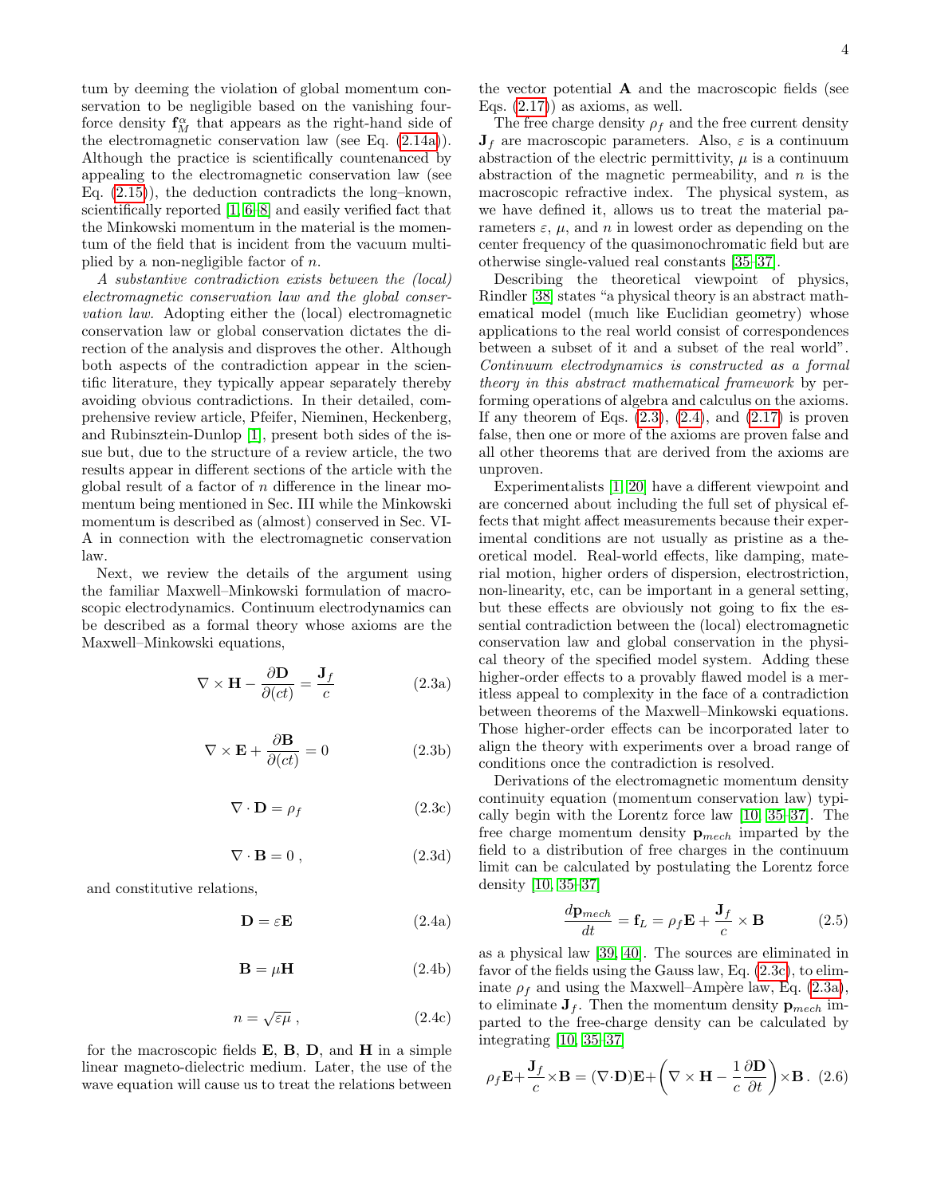tum by deeming the violation of global momentum conservation to be negligible based on the vanishing four-force density $\mathbf{f}_M^\alpha$ that appears as the right-hand side of the electromagnetic conservation law (see Eq. (2.14a)). Although the practice is scientifically countenanced by appealing to the electromagnetic conservation law (see Eq. (2.15)), the deduction contradicts the long–known, scientifically reported [1, 6–8] and easily verified fact that the Minkowski momentum in the material is the momentum of the field that is incident from the vacuum multiplied by a non-negligible factor of $n$.

*A substantive contradiction exists between the (local) electromagnetic conservation law and the global conservation law.* Adopting either the (local) electromagnetic conservation law or global conservation dictates the direction of the analysis and disproves the other. Although both aspects of the contradiction appear in the scientific literature, they typically appear separately thereby avoiding obvious contradictions. In their detailed, comprehensive review article, Pfeifer, Nieminen, Heckenberg, and Rubinsztein-Dunlop [1], present both sides of the issue but, due to the structure of a review article, the two results appear in different sections of the article with the global result of a factor of $n$ difference in the linear momentum being mentioned in Sec. III while the Minkowski momentum is described as (almost) conserved in Sec. VI-A in connection with the electromagnetic conservation law.

Next, we review the details of the argument using the familiar Maxwell–Minkowski formulation of macroscopic electrodynamics. Continuum electrodynamics can be described as a formal theory whose axioms are the Maxwell–Minkowski equations,

$$\nabla \times \mathbf{H} - \frac{\partial \mathbf{D}}{\partial (ct)} = \frac{\mathbf{J}_f}{c} \tag{2.3a}$$

$$\nabla \times \mathbf{E} + \frac{\partial \mathbf{B}}{\partial (ct)} = 0 \tag{2.3b}$$

$$\nabla \cdot \mathbf{D} = \rho_f \tag{2.3c}$$

$$\nabla \cdot \mathbf{B} = 0 \, , \tag{2.3d}$$

and constitutive relations,

$$\mathbf{D} = \varepsilon \mathbf{E} \tag{2.4a}$$

$$\mathbf{B} = \mu \mathbf{H} \tag{2.4b}$$

$$n = \sqrt{\varepsilon \mu} \, , \tag{2.4c}$$

for the macroscopic fields $\mathbf{E}$, $\mathbf{B}$, $\mathbf{D}$, and $\mathbf{H}$ in a simple linear magneto-dielectric medium. Later, the use of the wave equation will cause us to treat the relations between the vector potential $\mathbf{A}$ and the macroscopic fields (see Eqs. (2.17)) as axioms, as well.

The free charge density $\rho_f$ and the free current density $\mathbf{J}_f$ are macroscopic parameters. Also, $\varepsilon$ is a continuum abstraction of the electric permittivity, $\mu$ is a continuum abstraction of the magnetic permeability, and $n$ is the macroscopic refractive index. The physical system, as we have defined it, allows us to treat the material parameters $\varepsilon$, $\mu$, and $n$ in lowest order as depending on the center frequency of the quasimonochromatic field but are otherwise single-valued real constants [35–37].

Describing the theoretical viewpoint of physics, Rindler [38] states "a physical theory is an abstract mathematical model (much like Euclidian geometry) whose applications to the real world consist of correspondences between a subset of it and a subset of the real world". *Continuum electrodynamics is constructed as a formal theory in this abstract mathematical framework* by performing operations of algebra and calculus on the axioms. If any theorem of Eqs. (2.3), (2.4), and (2.17) is proven false, then one or more of the axioms are proven false and all other theorems that are derived from the axioms are unproven.

Experimentalists [1, 20] have a different viewpoint and are concerned about including the full set of physical effects that might affect measurements because their experimental conditions are not usually as pristine as a theoretical model. Real-world effects, like damping, material motion, higher orders of dispersion, electrostriction, non-linearity, etc, can be important in a general setting, but these effects are obviously not going to fix the essential contradiction between the (local) electromagnetic conservation law and global conservation in the physical theory of the specified model system. Adding these higher-order effects to a provably flawed model is a meritless appeal to complexity in the face of a contradiction between theorems of the Maxwell–Minkowski equations. Those higher-order effects can be incorporated later to align the theory with experiments over a broad range of conditions once the contradiction is resolved.

Derivations of the electromagnetic momentum density continuity equation (momentum conservation law) typically begin with the Lorentz force law [10, 35–37]. The free charge momentum density $\mathbf{p}_{mech}$ imparted by the field to a distribution of free charges in the continuum limit can be calculated by postulating the Lorentz force density [10, 35–37]

$$\frac{d\mathbf{p}_{mech}}{dt} = \mathbf{f}_L = \rho_f \mathbf{E} + \frac{\mathbf{J}_f}{c} \times \mathbf{B} \tag{2.5}$$

as a physical law [39, 40]. The sources are eliminated in favor of the fields using the Gauss law, Eq. (2.3c), to eliminate $\rho_f$ and using the Maxwell–Ampère law, Eq. (2.3a), to eliminate $\mathbf{J}_f$. Then the momentum density $\mathbf{p}_{mech}$ imparted to the free-charge density can be calculated by integrating [10, 35–37]

$$\rho_f \mathbf{E} + \frac{\mathbf{J}_f}{c} \times \mathbf{B} = (\nabla \cdot \mathbf{D}) \mathbf{E} + \left( \nabla \times \mathbf{H} - \frac{1}{c} \frac{\partial \mathbf{D}}{\partial t} \right) \times \mathbf{B} \, . \tag{2.6}$$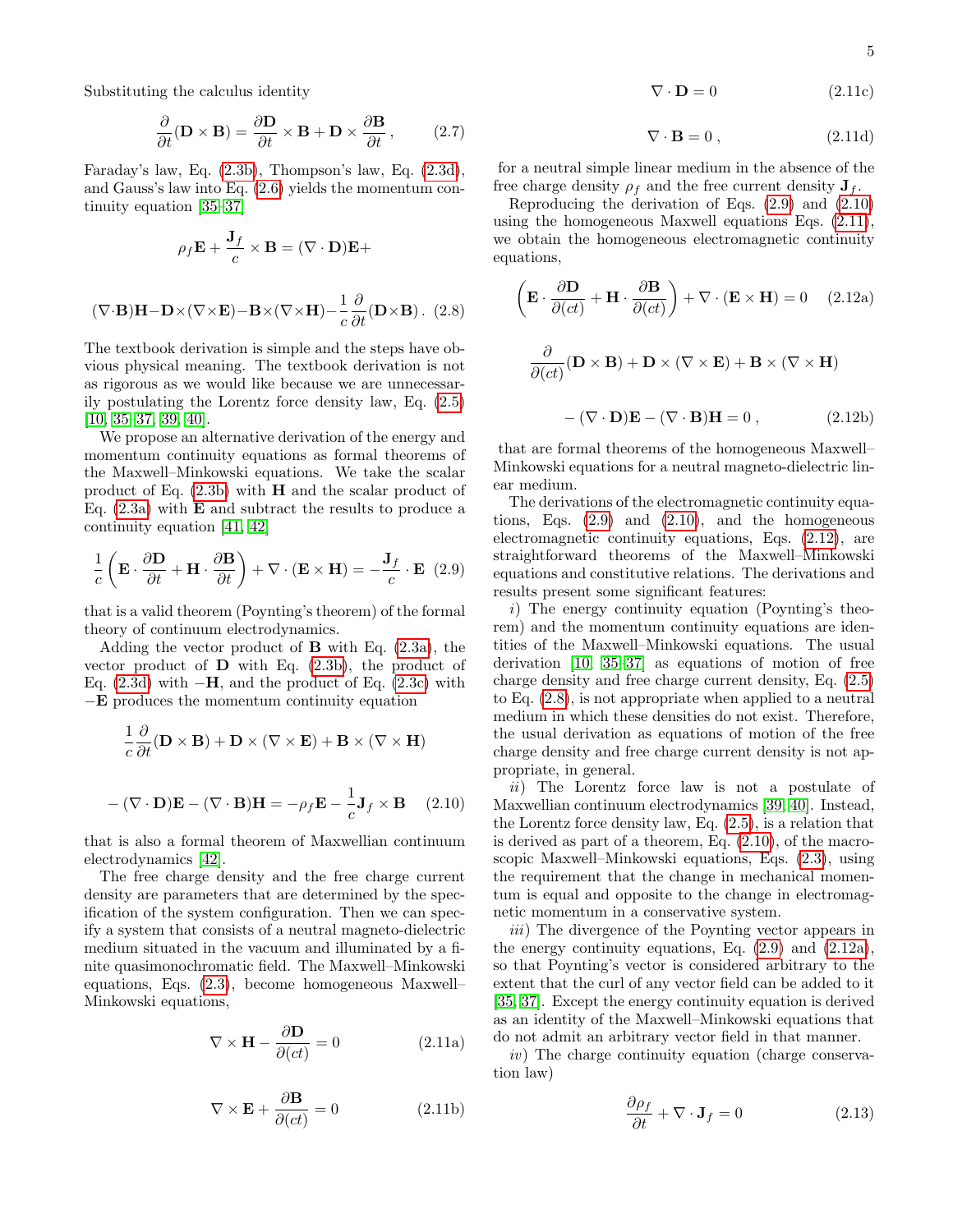Substituting the calculus identity

$$\frac{\partial}{\partial t}(\mathbf{D}\times\mathbf{B}) = \frac{\partial \mathbf{D}}{\partial t}\times\mathbf{B} + \mathbf{D}\times\frac{\partial \mathbf{B}}{\partial t}\,, \tag{2.7}$$

Faraday's law, Eq. (2.3b), Thompson's law, Eq. (2.3d), and Gauss's law into Eq. (2.6) yields the momentum continuity equation [35–37]

$$\rho_f\mathbf{E} + \frac{\mathbf{J}_f}{c}\times\mathbf{B} = (\nabla\cdot\mathbf{D})\mathbf{E} +$$

$$(\nabla\cdot\mathbf{B})\mathbf{H} - \mathbf{D}\times(\nabla\times\mathbf{E}) - \mathbf{B}\times(\nabla\times\mathbf{H}) - \frac{1}{c}\frac{\partial}{\partial t}(\mathbf{D}\times\mathbf{B})\,. \tag{2.8}$$

The textbook derivation is simple and the steps have obvious physical meaning. The textbook derivation is not as rigorous as we would like because we are unnecessarily postulating the Lorentz force density law, Eq. (2.5) [10, 35–37, 39, 40].

We propose an alternative derivation of the energy and momentum continuity equations as formal theorems of the Maxwell–Minkowski equations. We take the scalar product of Eq. (2.3b) with $\mathbf{H}$ and the scalar product of Eq. (2.3a) with $\mathbf{E}$ and subtract the results to produce a continuity equation [41, 42]

$$\frac{1}{c}\left(\mathbf{E}\cdot\frac{\partial \mathbf{D}}{\partial t} + \mathbf{H}\cdot\frac{\partial \mathbf{B}}{\partial t}\right) + \nabla\cdot(\mathbf{E}\times\mathbf{H}) = -\frac{\mathbf{J}_f}{c}\cdot\mathbf{E} \tag{2.9}$$

that is a valid theorem (Poynting's theorem) of the formal theory of continuum electrodynamics.

Adding the vector product of $\mathbf{B}$ with Eq. (2.3a), the vector product of $\mathbf{D}$ with Eq. (2.3b), the product of Eq. (2.3d) with $-\mathbf{H}$, and the product of Eq. (2.3c) with $-\mathbf{E}$ produces the momentum continuity equation

$$\frac{1}{c}\frac{\partial}{\partial t}(\mathbf{D}\times\mathbf{B}) + \mathbf{D}\times(\nabla\times\mathbf{E}) + \mathbf{B}\times(\nabla\times\mathbf{H})$$

$$-(\nabla\cdot\mathbf{D})\mathbf{E} - (\nabla\cdot\mathbf{B})\mathbf{H} = -\rho_f\mathbf{E} - \frac{1}{c}\mathbf{J}_f\times\mathbf{B} \tag{2.10}$$

that is also a formal theorem of Maxwellian continuum electrodynamics [42].

The free charge density and the free charge current density are parameters that are determined by the specification of the system configuration. Then we can specify a system that consists of a neutral magneto-dielectric medium situated in the vacuum and illuminated by a finite quasimonochromatic field. The Maxwell–Minkowski equations, Eqs. (2.3), become homogeneous Maxwell–Minkowski equations,

$$\nabla\times\mathbf{H} - \frac{\partial \mathbf{D}}{\partial (ct)} = 0 \tag{2.11a}$$

$$\nabla\times\mathbf{E} + \frac{\partial \mathbf{B}}{\partial (ct)} = 0 \tag{2.11b}$$

$$\nabla\cdot\mathbf{D} = 0 \tag{2.11c}$$

$$\nabla\cdot\mathbf{B} = 0\,, \tag{2.11d}$$

for a neutral simple linear medium in the absence of the free charge density $\rho_f$ and the free current density $\mathbf{J}_f$.

Reproducing the derivation of Eqs. (2.9) and (2.10) using the homogeneous Maxwell equations Eqs. (2.11), we obtain the homogeneous electromagnetic continuity equations,

$$\left(\mathbf{E}\cdot\frac{\partial \mathbf{D}}{\partial (ct)} + \mathbf{H}\cdot\frac{\partial \mathbf{B}}{\partial (ct)}\right) + \nabla\cdot(\mathbf{E}\times\mathbf{H}) = 0 \tag{2.12a}$$

$$\frac{\partial}{\partial (ct)}(\mathbf{D}\times\mathbf{B}) + \mathbf{D}\times(\nabla\times\mathbf{E}) + \mathbf{B}\times(\nabla\times\mathbf{H})$$

$$-(\nabla\cdot\mathbf{D})\mathbf{E} - (\nabla\cdot\mathbf{B})\mathbf{H} = 0\,, \tag{2.12b}$$

that are formal theorems of the homogeneous Maxwell–Minkowski equations for a neutral magneto-dielectric linear medium.

The derivations of the electromagnetic continuity equations, Eqs. (2.9) and (2.10), and the homogeneous electromagnetic continuity equations, Eqs. (2.12), are straightforward theorems of the Maxwell–Minkowski equations and constitutive relations. The derivations and results present some significant features:

*i*) The energy continuity equation (Poynting's theorem) and the momentum continuity equations are identities of the Maxwell–Minkowski equations. The usual derivation [10, 35–37] as equations of motion of free charge density and free charge current density, Eq. (2.5) to Eq. (2.8), is not appropriate when applied to a neutral medium in which these densities do not exist. Therefore, the usual derivation as equations of motion of the free charge density and free charge current density is not appropriate, in general.

*ii*) The Lorentz force law is not a postulate of Maxwellian continuum electrodynamics [39, 40]. Instead, the Lorentz force density law, Eq. (2.5), is a relation that is derived as part of a theorem, Eq. (2.10), of the macroscopic Maxwell–Minkowski equations, Eqs. (2.3), using the requirement that the change in mechanical momentum is equal and opposite to the change in electromagnetic momentum in a conservative system.

*iii*) The divergence of the Poynting vector appears in the energy continuity equations, Eq. (2.9) and (2.12a), so that Poynting's vector is considered arbitrary to the extent that the curl of any vector field can be added to it [35, 37]. Except the energy continuity equation is derived as an identity of the Maxwell–Minkowski equations that do not admit an arbitrary vector field in that manner.

*iv*) The charge continuity equation (charge conservation law)

$$\frac{\partial \rho_f}{\partial t} + \nabla\cdot\mathbf{J}_f = 0 \tag{2.13}$$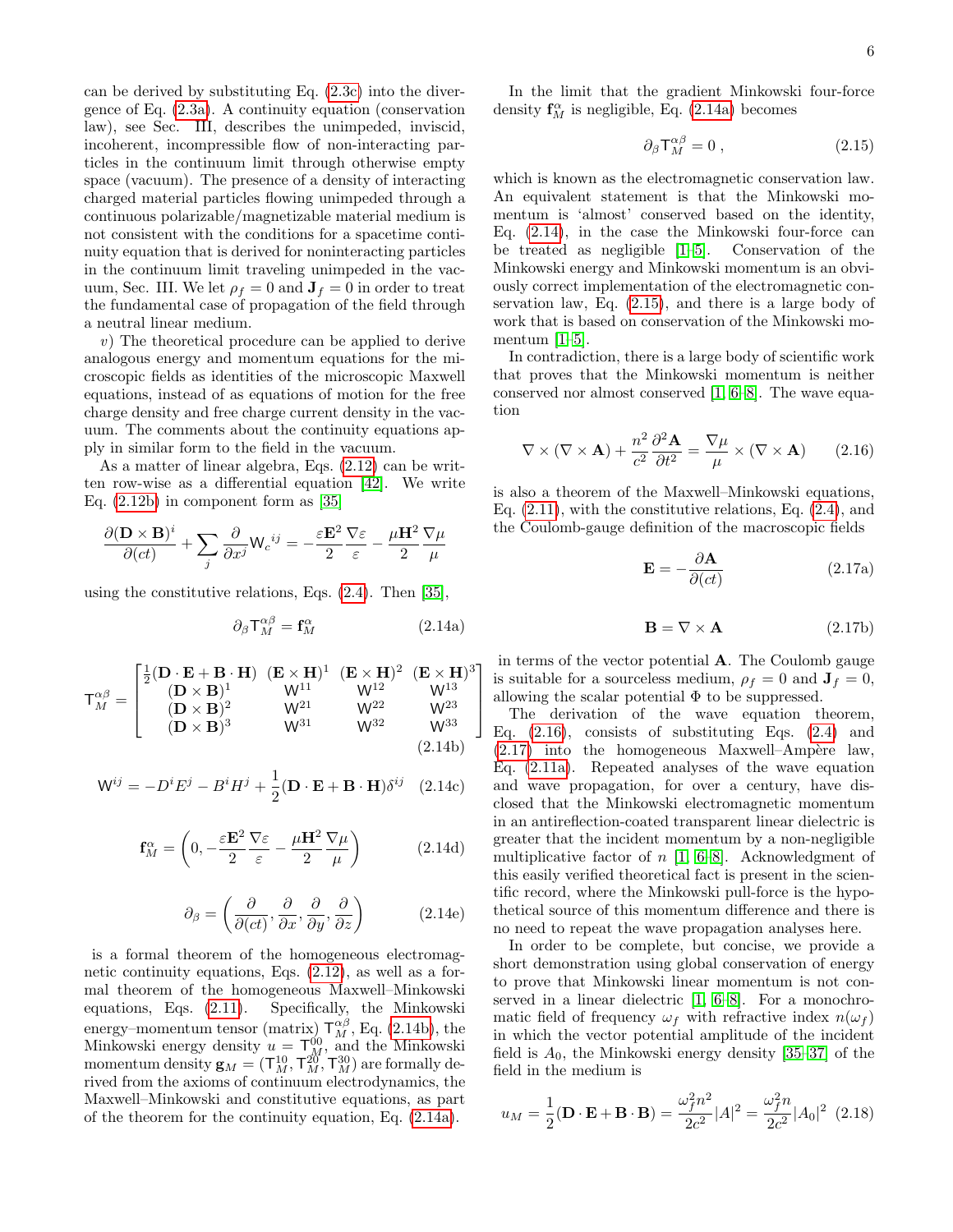can be derived by substituting Eq. (2.3c) into the divergence of Eq. (2.3a). A continuity equation (conservation law), see Sec. III, describes the unimpeded, inviscid, incoherent, incompressible flow of non-interacting particles in the continuum limit through otherwise empty space (vacuum). The presence of a density of interacting charged material particles flowing unimpeded through a continuous polarizable/magnetizable material medium is not consistent with the conditions for a spacetime continuity equation that is derived for noninteracting particles in the continuum limit traveling unimpeded in the vacuum, Sec. III. We let $\rho_f = 0$ and $\mathbf{J}_f = 0$ in order to treat the fundamental case of propagation of the field through a neutral linear medium.

*v*) The theoretical procedure can be applied to derive analogous energy and momentum equations for the microscopic fields as identities of the microscopic Maxwell equations, instead of as equations of motion for the free charge density and free charge current density in the vacuum. The comments about the continuity equations apply in similar form to the field in the vacuum.

As a matter of linear algebra, Eqs. (2.12) can be written row-wise as a differential equation [42]. We write Eq. (2.12b) in component form as [35]

$$\frac{\partial(\mathbf{D}\times\mathbf{B})^i}{\partial(ct)} + \sum_j \frac{\partial}{\partial x^j}\mathsf{W}_c{}^{ij} = -\frac{\varepsilon\mathbf{E}^2}{2}\frac{\nabla\varepsilon}{\varepsilon} - \frac{\mu\mathbf{H}^2}{2}\frac{\nabla\mu}{\mu}$$

using the constitutive relations, Eqs. (2.4). Then [35],

$$\partial_\beta \mathsf{T}_M^{\alpha\beta} = \mathbf{f}_M^\alpha \tag{2.14a}$$

$$\mathsf{T}_M^{\alpha\beta} = \begin{bmatrix} \frac{1}{2}(\mathbf{D}\cdot\mathbf{E}+\mathbf{B}\cdot\mathbf{H}) & (\mathbf{E}\times\mathbf{H})^1 & (\mathbf{E}\times\mathbf{H})^2 & (\mathbf{E}\times\mathbf{H})^3 \\ (\mathbf{D}\times\mathbf{B})^1 & \mathsf{W}^{11} & \mathsf{W}^{12} & \mathsf{W}^{13} \\ (\mathbf{D}\times\mathbf{B})^2 & \mathsf{W}^{21} & \mathsf{W}^{22} & \mathsf{W}^{23} \\ (\mathbf{D}\times\mathbf{B})^3 & \mathsf{W}^{31} & \mathsf{W}^{32} & \mathsf{W}^{33} \end{bmatrix} \tag{2.14b}$$

$$\mathsf{W}^{ij} = -D^i E^j - B^i H^j + \frac{1}{2}(\mathbf{D}\cdot\mathbf{E}+\mathbf{B}\cdot\mathbf{H})\delta^{ij} \tag{2.14c}$$

$$\mathbf{f}_M^\alpha = \left(0, -\frac{\varepsilon\mathbf{E}^2}{2}\frac{\nabla\varepsilon}{\varepsilon} - \frac{\mu\mathbf{H}^2}{2}\frac{\nabla\mu}{\mu}\right) \tag{2.14d}$$

$$\partial_\beta = \left(\frac{\partial}{\partial(ct)}, \frac{\partial}{\partial x}, \frac{\partial}{\partial y}, \frac{\partial}{\partial z}\right) \tag{2.14e}$$

is a formal theorem of the homogeneous electromagnetic continuity equations, Eqs. (2.12), as well as a formal theorem of the homogeneous Maxwell–Minkowski equations, Eqs. (2.11). Specifically, the Minkowski energy–momentum tensor (matrix) $\mathsf{T}_M^{\alpha\beta}$, Eq. (2.14b), the Minkowski energy density $u = \mathsf{T}_M^{00}$, and the Minkowski momentum density $\mathbf{g}_M = (\mathsf{T}_M^{10}, \mathsf{T}_M^{20}, \mathsf{T}_M^{30})$ are formally derived from the axioms of continuum electrodynamics, the Maxwell–Minkowski and constitutive equations, as part of the theorem for the continuity equation, Eq. (2.14a).

In the limit that the gradient Minkowski four-force density $\mathbf{f}_M^\alpha$ is negligible, Eq. (2.14a) becomes

$$\partial_\beta \mathsf{T}_M^{\alpha\beta} = 0\,, \tag{2.15}$$

which is known as the electromagnetic conservation law. An equivalent statement is that the Minkowski momentum is 'almost' conserved based on the identity, Eq. (2.14), in the case the Minkowski four-force can be treated as negligible [1–5]. Conservation of the Minkowski energy and Minkowski momentum is an obviously correct implementation of the electromagnetic conservation law, Eq. (2.15), and there is a large body of work that is based on conservation of the Minkowski momentum [1–5].

In contradiction, there is a large body of scientific work that proves that the Minkowski momentum is neither conserved nor almost conserved [1, 6–8]. The wave equation

$$\nabla\times(\nabla\times\mathbf{A}) + \frac{n^2}{c^2}\frac{\partial^2\mathbf{A}}{\partial t^2} = \frac{\nabla\mu}{\mu}\times(\nabla\times\mathbf{A}) \tag{2.16}$$

is also a theorem of the Maxwell–Minkowski equations, Eq. (2.11), with the constitutive relations, Eq. (2.4), and the Coulomb-gauge definition of the macroscopic fields

$$\mathbf{E} = -\frac{\partial\mathbf{A}}{\partial(ct)} \tag{2.17a}$$

$$\mathbf{B} = \nabla\times\mathbf{A} \tag{2.17b}$$

in terms of the vector potential $\mathbf{A}$. The Coulomb gauge is suitable for a sourceless medium, $\rho_f = 0$ and $\mathbf{J}_f = 0$, allowing the scalar potential $\Phi$ to be suppressed.

The derivation of the wave equation theorem, Eq. (2.16), consists of substituting Eqs. (2.4) and (2.17) into the homogeneous Maxwell–Ampère law, Eq. (2.11a). Repeated analyses of the wave equation and wave propagation, for over a century, have disclosed that the Minkowski electromagnetic momentum in an antireflection-coated transparent linear dielectric is greater that the incident momentum by a non-negligible multiplicative factor of $n$ [1, 6–8]. Acknowledgment of this easily verified theoretical fact is present in the scientific record, where the Minkowski pull-force is the hypothetical source of this momentum difference and there is no need to repeat the wave propagation analyses here.

In order to be complete, but concise, we provide a short demonstration using global conservation of energy to prove that Minkowski linear momentum is not conserved in a linear dielectric [1, 6–8]. For a monochromatic field of frequency $\omega_f$ with refractive index $n(\omega_f)$ in which the vector potential amplitude of the incident field is $A_0$, the Minkowski energy density [35–37] of the field in the medium is

$$u_M = \frac{1}{2}(\mathbf{D}\cdot\mathbf{E}+\mathbf{B}\cdot\mathbf{B}) = \frac{\omega_f^2 n^2}{2c^2}|A|^2 = \frac{\omega_f^2 n}{2c^2}|A_0|^2 \tag{2.18}$$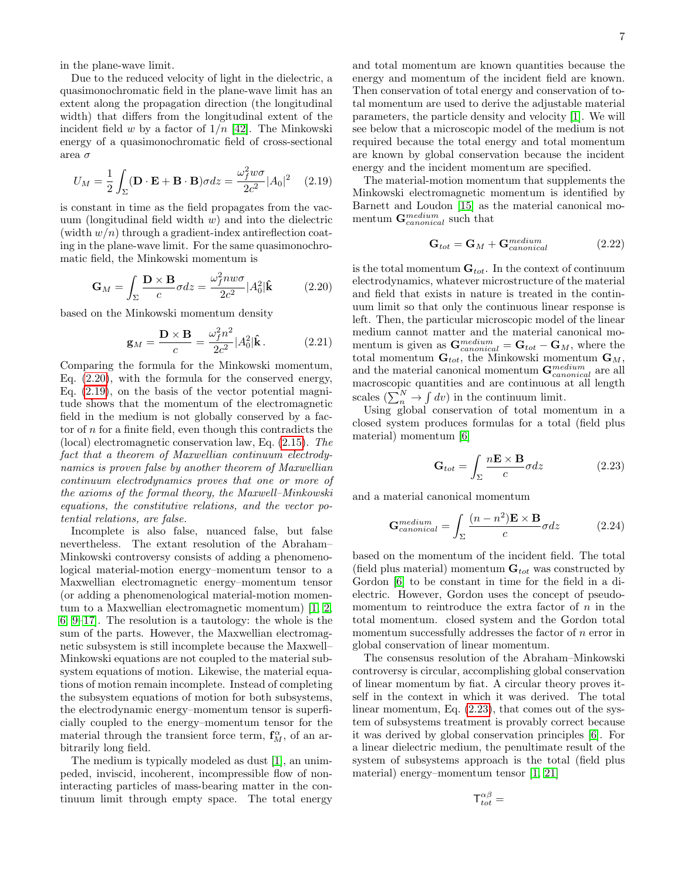in the plane-wave limit.

Due to the reduced velocity of light in the dielectric, a quasimonochromatic field in the plane-wave limit has an extent along the propagation direction (the longitudinal width) that differs from the longitudinal extent of the incident field $w$ by a factor of $1/n$ [42]. The Minkowski energy of a quasimonochromatic field of cross-sectional area $\sigma$

$$U_M = \frac{1}{2}\int_\Sigma (\mathbf{D}\cdot\mathbf{E} + \mathbf{B}\cdot\mathbf{B})\sigma dz = \frac{\omega_f^2 w\sigma}{2c^2}|A_0|^2 \quad (2.19)$$

is constant in time as the field propagates from the vacuum (longitudinal field width $w$) and into the dielectric (width $w/n$) through a gradient-index antireflection coating in the plane-wave limit. For the same quasimonochromatic field, the Minkowski momentum is

$$\mathbf{G}_M = \int_\Sigma \frac{\mathbf{D}\times\mathbf{B}}{c}\sigma dz = \frac{\omega_f^2 n w\sigma}{2c^2}|A_0^2|\hat{\mathbf{k}} \quad (2.20)$$

based on the Minkowski momentum density

$$\mathbf{g}_M = \frac{\mathbf{D}\times\mathbf{B}}{c} = \frac{\omega_f^2 n^2}{2c^2}|A_0^2|\hat{\mathbf{k}}\,. \quad (2.21)$$

Comparing the formula for the Minkowski momentum, Eq. (2.20), with the formula for the conserved energy, Eq. (2.19), on the basis of the vector potential magnitude shows that the momentum of the electromagnetic field in the medium is not globally conserved by a factor of $n$ for a finite field, even though this contradicts the (local) electromagnetic conservation law, Eq. (2.15). *The fact that a theorem of Maxwellian continuum electrodynamics is proven false by another theorem of Maxwellian continuum electrodynamics proves that one or more of the axioms of the formal theory, the Maxwell–Minkowski equations, the constitutive relations, and the vector potential relations, are false.*

Incomplete is also false, nuanced false, but false nevertheless. The extant resolution of the Abraham–Minkowski controversy consists of adding a phenomenological material-motion energy–momentum tensor to a Maxwellian electromagnetic energy–momentum tensor (or adding a phenomenological material-motion momentum to a Maxwellian electromagnetic momentum) [1, 2, 6, 9–17]. The resolution is a tautology: the whole is the sum of the parts. However, the Maxwellian electromagnetic subsystem is still incomplete because the Maxwell–Minkowski equations are not coupled to the material subsystem equations of motion. Likewise, the material equations of motion remain incomplete. Instead of completing the subsystem equations of motion for both subsystems, the electrodynamic energy–momentum tensor is superficially coupled to the energy–momentum tensor for the material through the transient force term, $\mathbf{f}_M^\alpha$, of an arbitrarily long field.

The medium is typically modeled as dust [1], an unimpeded, inviscid, incoherent, incompressible flow of noninteracting particles of mass-bearing matter in the continuum limit through empty space. The total energy and total momentum are known quantities because the energy and momentum of the incident field are known. Then conservation of total energy and conservation of total momentum are used to derive the adjustable material parameters, the particle density and velocity [1]. We will see below that a microscopic model of the medium is not required because the total energy and total momentum are known by global conservation because the incident energy and the incident momentum are specified.

The material-motion momentum that supplements the Minkowski electromagnetic momentum is identified by Barnett and Loudon [15] as the material canonical momentum $\mathbf{G}_{canonical}^{medium}$ such that

$$\mathbf{G}_{tot} = \mathbf{G}_M + \mathbf{G}_{canonical}^{medium} \quad (2.22)$$

is the total momentum $\mathbf{G}_{tot}$. In the context of continuum electrodynamics, whatever microstructure of the material and field that exists in nature is treated in the continuum limit so that only the continuous linear response is left. Then, the particular microscopic model of the linear medium cannot matter and the material canonical momentum is given as $\mathbf{G}_{canonical}^{medium} = \mathbf{G}_{tot} - \mathbf{G}_M$, where the total momentum $\mathbf{G}_{tot}$, the Minkowski momentum $\mathbf{G}_M$, and the material canonical momentum $\mathbf{G}_{canonical}^{medium}$ are all macroscopic quantities and are continuous at all length scales ($\sum_n^N \to \int dv$) in the continuum limit.

Using global conservation of total momentum in a closed system produces formulas for a total (field plus material) momentum [6]

$$\mathbf{G}_{tot} = \int_\Sigma \frac{n\mathbf{E}\times\mathbf{B}}{c}\sigma dz \quad (2.23)$$

and a material canonical momentum

$$\mathbf{G}_{canonical}^{medium} = \int_\Sigma \frac{(n-n^2)\mathbf{E}\times\mathbf{B}}{c}\sigma dz \quad (2.24)$$

based on the momentum of the incident field. The total (field plus material) momentum $\mathbf{G}_{tot}$ was constructed by Gordon [6] to be constant in time for the field in a dielectric. However, Gordon uses the concept of pseudomomentum to reintroduce the extra factor of $n$ in the total momentum. closed system and the Gordon total momentum successfully addresses the factor of $n$ error in global conservation of linear momentum.

The consensus resolution of the Abraham–Minkowski controversy is circular, accomplishing global conservation of linear momentum by fiat. A circular theory proves itself in the context in which it was derived. The total linear momentum, Eq. (2.23), that comes out of the system of subsystems treatment is provably correct because it was derived by global conservation principles [6]. For a linear dielectric medium, the penultimate result of the system of subsystems approach is the total (field plus material) energy–momentum tensor [1, 21]

$$\mathsf{T}_{tot}^{\alpha\beta} =$$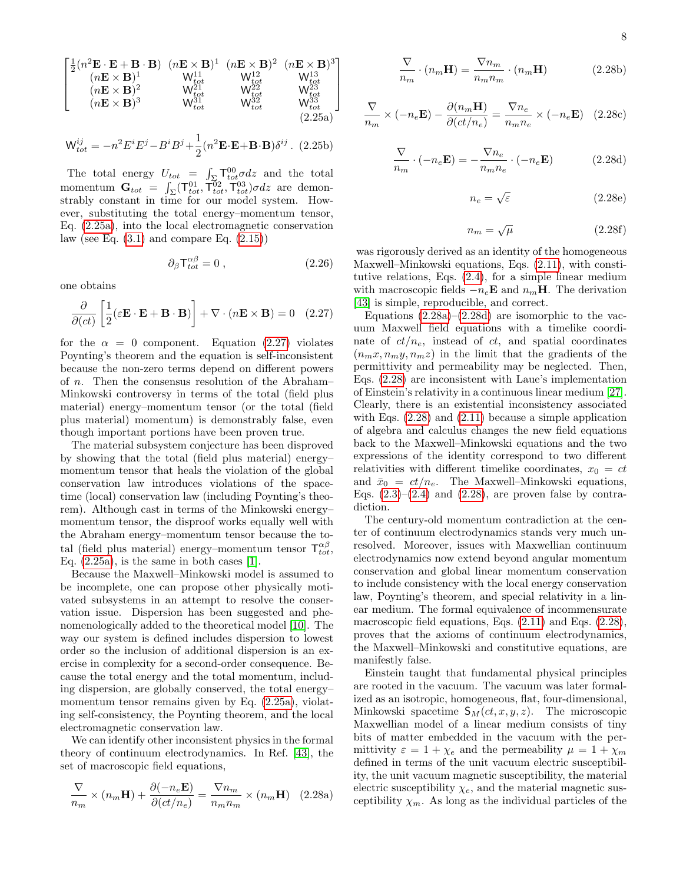$$
\begin{bmatrix}
\frac{1}{2}(n^2\mathbf{E}\cdot\mathbf{E}+\mathbf{B}\cdot\mathbf{B}) & (n\mathbf{E}\times\mathbf{B})^1 & (n\mathbf{E}\times\mathbf{B})^2 & (n\mathbf{E}\times\mathbf{B})^3 \\
(n\mathbf{E}\times\mathbf{B})^1 & \mathsf{W}^{11}_{tot} & \mathsf{W}^{12}_{tot} & \mathsf{W}^{13}_{tot} \\
(n\mathbf{E}\times\mathbf{B})^2 & \mathsf{W}^{21}_{tot} & \mathsf{W}^{22}_{tot} & \mathsf{W}^{23}_{tot} \\
(n\mathbf{E}\times\mathbf{B})^3 & \mathsf{W}^{31}_{tot} & \mathsf{W}^{32}_{tot} & \mathsf{W}^{33}_{tot}
\end{bmatrix}
\tag{2.25a}
$$

$$
\mathsf{W}^{ij}_{tot} = -n^2E^iE^j - B^iB^j + \frac{1}{2}(n^2\mathbf{E}\cdot\mathbf{E}+\mathbf{B}\cdot\mathbf{B})\delta^{ij} \,. \tag{2.25b}
$$

The total energy $U_{tot} = \int_\Sigma \mathsf{T}^{00}_{tot}\sigma dz$ and the total momentum $\mathbf{G}_{tot} = \int_\Sigma(\mathsf{T}^{01}_{tot}, \mathsf{T}^{02}_{tot}, \mathsf{T}^{03}_{tot})\sigma dz$ are demonstrably constant in time for our model system. However, substituting the total energy–momentum tensor, Eq. (2.25a), into the local electromagnetic conservation law (see Eq. (3.1) and compare Eq. (2.15))

$$
\partial_\beta \mathsf{T}^{\alpha\beta}_{tot} = 0 \,, \tag{2.26}
$$

one obtains

$$
\frac{\partial}{\partial(ct)}\left[\frac{1}{2}(\varepsilon\mathbf{E}\cdot\mathbf{E}+\mathbf{B}\cdot\mathbf{B})\right] + \nabla\cdot(n\mathbf{E}\times\mathbf{B}) = 0 \tag{2.27}
$$

for the $\alpha = 0$ component. Equation (2.27) violates Poynting's theorem and the equation is self-inconsistent because the non-zero terms depend on different powers of $n$. Then the consensus resolution of the Abraham–Minkowski controversy in terms of the total (field plus material) energy–momentum tensor (or the total (field plus material) momentum) is demonstrably false, even though important portions have been proven true.

The material subsystem conjecture has been disproved by showing that the total (field plus material) energy–momentum tensor that heals the violation of the global conservation law introduces violations of the spacetime (local) conservation law (including Poynting's theorem). Although cast in terms of the Minkowski energy–momentum tensor, the disproof works equally well with the Abraham energy–momentum tensor because the total (field plus material) energy–momentum tensor $\mathsf{T}^{\alpha\beta}_{tot}$, Eq. (2.25a), is the same in both cases [1].

Because the Maxwell–Minkowski model is assumed to be incomplete, one can propose other physically motivated subsystems in an attempt to resolve the conservation issue. Dispersion has been suggested and phenomenologically added to the theoretical model [10]. The way our system is defined includes dispersion to lowest order so the inclusion of additional dispersion is an exercise in complexity for a second-order consequence. Because the total energy and the total momentum, including dispersion, are globally conserved, the total energy–momentum tensor remains given by Eq. (2.25a), violating self-consistency, the Poynting theorem, and the local electromagnetic conservation law.

We can identify other inconsistent physics in the formal theory of continuum electrodynamics. In Ref. [43], the set of macroscopic field equations,

$$
\frac{\nabla}{n_m}\times(n_m\mathbf{H}) + \frac{\partial(-n_e\mathbf{E})}{\partial(ct/n_e)} = \frac{\nabla n_m}{n_m n_m}\times(n_m\mathbf{H}) \tag{2.28a}
$$

$$
\frac{\nabla}{n_m}\cdot(n_m\mathbf{H}) = \frac{\nabla n_m}{n_m n_m}\cdot(n_m\mathbf{H}) \tag{2.28b}
$$

$$
\frac{\nabla}{n_m}\times(-n_e\mathbf{E}) - \frac{\partial(n_m\mathbf{H})}{\partial(ct/n_e)} = \frac{\nabla n_e}{n_m n_e}\times(-n_e\mathbf{E}) \tag{2.28c}
$$

$$
\frac{\nabla}{n_m}\cdot(-n_e\mathbf{E}) = -\frac{\nabla n_e}{n_m n_e}\cdot(-n_e\mathbf{E}) \tag{2.28d}
$$

$$
n_e = \sqrt{\varepsilon} \tag{2.28e}
$$

$$
n_m = \sqrt{\mu} \tag{2.28f}
$$

was rigorously derived as an identity of the homogeneous Maxwell–Minkowski equations, Eqs. (2.11), with constitutive relations, Eqs. (2.4), for a simple linear medium with macroscopic fields $-n_e\mathbf{E}$ and $n_m\mathbf{H}$. The derivation [43] is simple, reproducible, and correct.

Equations (2.28a)–(2.28d) are isomorphic to the vacuum Maxwell field equations with a timelike coordinate of $ct/n_e$, instead of $ct$, and spatial coordinates $(n_m x, n_m y, n_m z)$ in the limit that the gradients of the permittivity and permeability may be neglected. Then, Eqs. (2.28) are inconsistent with Laue's implementation of Einstein's relativity in a continuous linear medium [27]. Clearly, there is an existential inconsistency associated with Eqs. (2.28) and (2.11) because a simple application of algebra and calculus changes the new field equations back to the Maxwell–Minkowski equations and the two expressions of the identity correspond to two different relativities with different timelike coordinates, $x_0 = ct$ and $\bar{x}_0 = ct/n_e$. The Maxwell–Minkowski equations, Eqs. (2.3)–(2.4) and (2.28), are proven false by contradiction.

The century-old momentum contradiction at the center of continuum electrodynamics stands very much unresolved. Moreover, issues with Maxwellian continuum electrodynamics now extend beyond angular momentum conservation and global linear momentum conservation to include consistency with the local energy conservation law, Poynting's theorem, and special relativity in a linear medium. The formal equivalence of incommensurate macroscopic field equations, Eqs. (2.11) and Eqs. (2.28), proves that the axioms of continuum electrodynamics, the Maxwell–Minkowski and constitutive equations, are manifestly false.

Einstein taught that fundamental physical principles are rooted in the vacuum. The vacuum was later formalized as an isotropic, homogeneous, flat, four-dimensional, Minkowski spacetime $\mathsf{S}_M(ct, x, y, z)$. The microscopic Maxwellian model of a linear medium consists of tiny bits of matter embedded in the vacuum with the permittivity $\varepsilon = 1 + \chi_e$ and the permeability $\mu = 1 + \chi_m$ defined in terms of the unit vacuum electric susceptibility, the unit vacuum magnetic susceptibility, the material electric susceptibility $\chi_e$, and the material magnetic susceptibility $\chi_m$. As long as the individual particles of the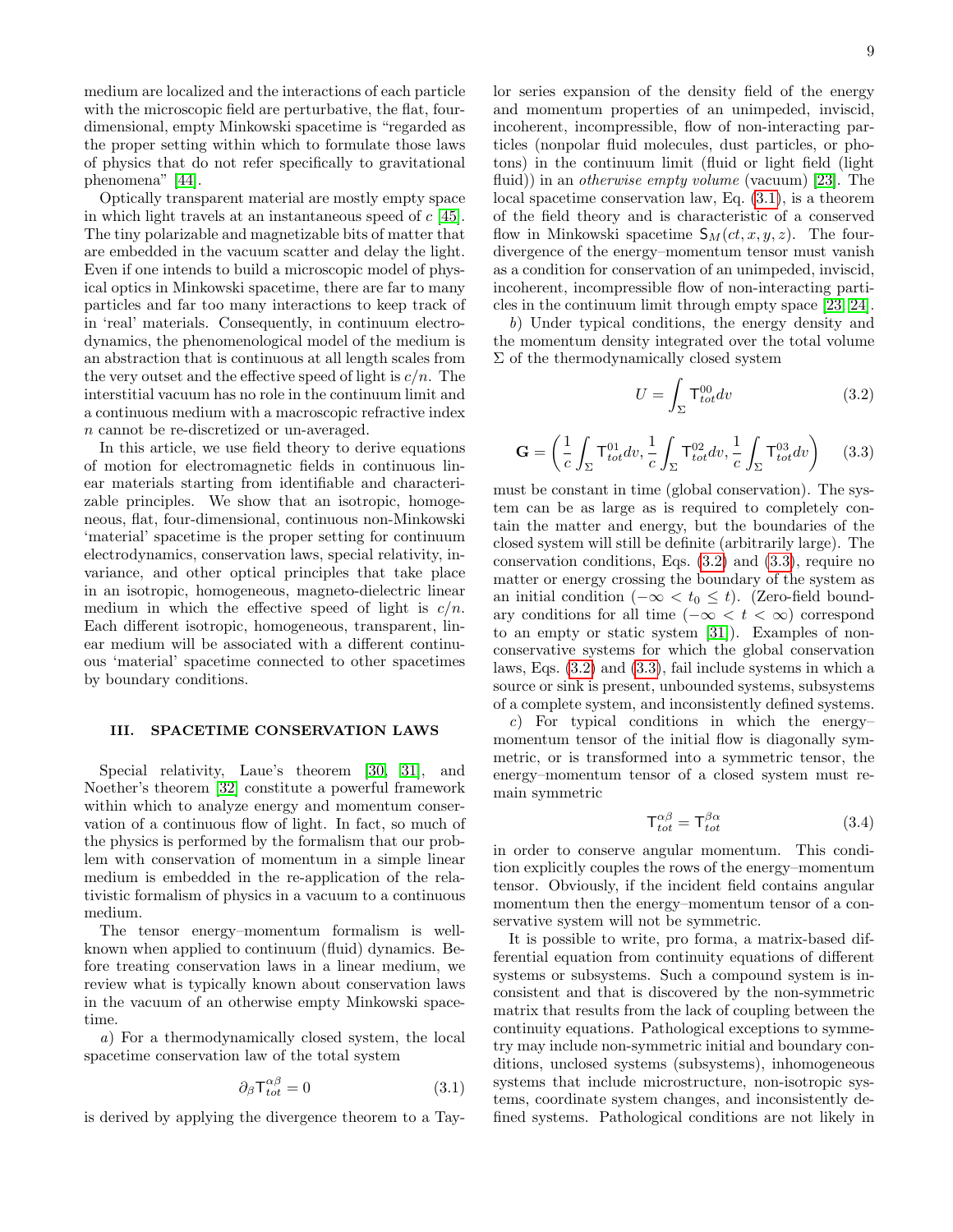medium are localized and the interactions of each particle with the microscopic field are perturbative, the flat, four-dimensional, empty Minkowski spacetime is "regarded as the proper setting within which to formulate those laws of physics that do not refer specifically to gravitational phenomena" [44].

Optically transparent material are mostly empty space in which light travels at an instantaneous speed of $c$ [45]. The tiny polarizable and magnetizable bits of matter that are embedded in the vacuum scatter and delay the light. Even if one intends to build a microscopic model of physical optics in Minkowski spacetime, there are far to many particles and far too many interactions to keep track of in 'real' materials. Consequently, in continuum electrodynamics, the phenomenological model of the medium is an abstraction that is continuous at all length scales from the very outset and the effective speed of light is $c/n$. The interstitial vacuum has no role in the continuum limit and a continuous medium with a macroscopic refractive index $n$ cannot be re-discretized or un-averaged.

In this article, we use field theory to derive equations of motion for electromagnetic fields in continuous linear materials starting from identifiable and characterizable principles. We show that an isotropic, homogeneous, flat, four-dimensional, continuous non-Minkowski 'material' spacetime is the proper setting for continuum electrodynamics, conservation laws, special relativity, invariance, and other optical principles that take place in an isotropic, homogeneous, magneto-dielectric linear medium in which the effective speed of light is $c/n$. Each different isotropic, homogeneous, transparent, linear medium will be associated with a different continuous 'material' spacetime connected to other spacetimes by boundary conditions.

## III. SPACETIME CONSERVATION LAWS

Special relativity, Laue's theorem [30, 31], and Noether's theorem [32] constitute a powerful framework within which to analyze energy and momentum conservation of a continuous flow of light. In fact, so much of the physics is performed by the formalism that our problem with conservation of momentum in a simple linear medium is embedded in the re-application of the relativistic formalism of physics in a vacuum to a continuous medium.

The tensor energy–momentum formalism is well-known when applied to continuum (fluid) dynamics. Before treating conservation laws in a linear medium, we review what is typically known about conservation laws in the vacuum of an otherwise empty Minkowski spacetime.

*a*) For a thermodynamically closed system, the local spacetime conservation law of the total system

$$\partial_\beta \mathsf{T}^{\alpha\beta}_{tot} = 0 \tag{3.1}$$

is derived by applying the divergence theorem to a Taylor series expansion of the density field of the energy and momentum properties of an unimpeded, inviscid, incoherent, incompressible, flow of non-interacting particles (nonpolar fluid molecules, dust particles, or photons) in the continuum limit (fluid or light field (light fluid)) in an *otherwise empty volume* (vacuum) [23]. The local spacetime conservation law, Eq. (3.1), is a theorem of the field theory and is characteristic of a conserved flow in Minkowski spacetime $\mathsf{S}_M(ct, x, y, z)$. The four-divergence of the energy–momentum tensor must vanish as a condition for conservation of an unimpeded, inviscid, incoherent, incompressible flow of non-interacting particles in the continuum limit through empty space [23, 24].

*b*) Under typical conditions, the energy density and the momentum density integrated over the total volume $\Sigma$ of the thermodynamically closed system

$$U = \int_\Sigma \mathsf{T}^{00}_{tot} dv \tag{3.2}$$

$$\mathbf{G} = \left( \frac{1}{c} \int_\Sigma \mathsf{T}^{01}_{tot} dv, \frac{1}{c} \int_\Sigma \mathsf{T}^{02}_{tot} dv, \frac{1}{c} \int_\Sigma \mathsf{T}^{03}_{tot} dv \right) \tag{3.3}$$

must be constant in time (global conservation). The system can be as large as is required to completely contain the matter and energy, but the boundaries of the closed system will still be definite (arbitrarily large). The conservation conditions, Eqs. (3.2) and (3.3), require no matter or energy crossing the boundary of the system as an initial condition ($-\infty < t_0 \leq t$). (Zero-field boundary conditions for all time ($-\infty < t < \infty$) correspond to an empty or static system [31]). Examples of non-conservative systems for which the global conservation laws, Eqs. (3.2) and (3.3), fail include systems in which a source or sink is present, unbounded systems, subsystems of a complete system, and inconsistently defined systems.

*c*) For typical conditions in which the energy–momentum tensor of the initial flow is diagonally symmetric, or is transformed into a symmetric tensor, the energy–momentum tensor of a closed system must remain symmetric

$$\mathsf{T}^{\alpha\beta}_{tot} = \mathsf{T}^{\beta\alpha}_{tot} \tag{3.4}$$

in order to conserve angular momentum. This condition explicitly couples the rows of the energy–momentum tensor. Obviously, if the incident field contains angular momentum then the energy–momentum tensor of a conservative system will not be symmetric.

It is possible to write, pro forma, a matrix-based differential equation from continuity equations of different systems or subsystems. Such a compound system is inconsistent and that is discovered by the non-symmetric matrix that results from the lack of coupling between the continuity equations. Pathological exceptions to symmetry may include non-symmetric initial and boundary conditions, unclosed systems (subsystems), inhomogeneous systems that include microstructure, non-isotropic systems, coordinate system changes, and inconsistently defined systems. Pathological conditions are not likely in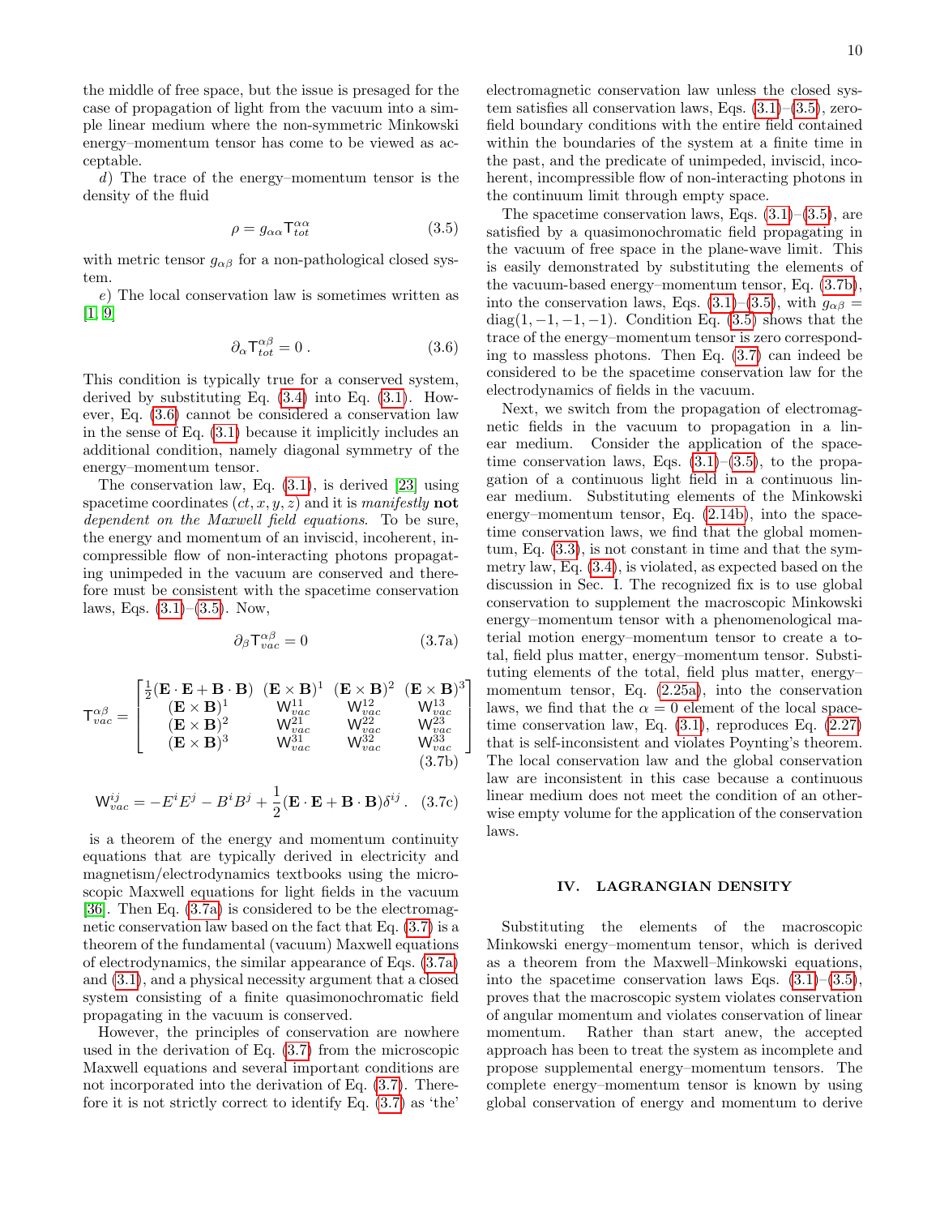the middle of free space, but the issue is presaged for the case of propagation of light from the vacuum into a simple linear medium where the non-symmetric Minkowski energy–momentum tensor has come to be viewed as acceptable.

*d*) The trace of the energy–momentum tensor is the density of the fluid

$$\rho = g_{\alpha\alpha} \mathsf{T}_{tot}^{\alpha\alpha} \tag{3.5}$$

with metric tensor $g_{\alpha\beta}$ for a non-pathological closed system.

*e*) The local conservation law is sometimes written as [1, 9]

$$\partial_\alpha \mathsf{T}_{tot}^{\alpha\beta} = 0\,. \tag{3.6}$$

This condition is typically true for a conserved system, derived by substituting Eq. (3.4) into Eq. (3.1). However, Eq. (3.6) cannot be considered a conservation law in the sense of Eq. (3.1) because it implicitly includes an additional condition, namely diagonal symmetry of the energy–momentum tensor.

The conservation law, Eq. (3.1), is derived [23] using spacetime coordinates $(ct, x, y, z)$ and it is *manifestly* **not** *dependent on the Maxwell field equations*. To be sure, the energy and momentum of an inviscid, incoherent, incompressible flow of non-interacting photons propagating unimpeded in the vacuum are conserved and therefore must be consistent with the spacetime conservation laws, Eqs. (3.1)–(3.5). Now,

$$\partial_\beta \mathsf{T}_{vac}^{\alpha\beta} = 0 \tag{3.7a}$$

$$\mathsf{T}_{vac}^{\alpha\beta} = \begin{bmatrix} \frac{1}{2}(\mathbf{E}\cdot\mathbf{E}+\mathbf{B}\cdot\mathbf{B}) & (\mathbf{E}\times\mathbf{B})^1 & (\mathbf{E}\times\mathbf{B})^2 & (\mathbf{E}\times\mathbf{B})^3 \\ (\mathbf{E}\times\mathbf{B})^1 & \mathsf{W}_{vac}^{11} & \mathsf{W}_{vac}^{12} & \mathsf{W}_{vac}^{13} \\ (\mathbf{E}\times\mathbf{B})^2 & \mathsf{W}_{vac}^{21} & \mathsf{W}_{vac}^{22} & \mathsf{W}_{vac}^{23} \\ (\mathbf{E}\times\mathbf{B})^3 & \mathsf{W}_{vac}^{31} & \mathsf{W}_{vac}^{32} & \mathsf{W}_{vac}^{33} \end{bmatrix} \tag{3.7b}$$

$$\mathsf{W}_{vac}^{ij} = -E^iE^j - B^iB^j + \frac{1}{2}(\mathbf{E}\cdot\mathbf{E}+\mathbf{B}\cdot\mathbf{B})\delta^{ij}\,. \tag{3.7c}$$

is a theorem of the energy and momentum continuity equations that are typically derived in electricity and magnetism/electrodynamics textbooks using the microscopic Maxwell equations for light fields in the vacuum [36]. Then Eq. (3.7a) is considered to be the electromagnetic conservation law based on the fact that Eq. (3.7) is a theorem of the fundamental (vacuum) Maxwell equations of electrodynamics, the similar appearance of Eqs. (3.7a) and (3.1), and a physical necessity argument that a closed system consisting of a finite quasimonochromatic field propagating in the vacuum is conserved.

However, the principles of conservation are nowhere used in the derivation of Eq. (3.7) from the microscopic Maxwell equations and several important conditions are not incorporated into the derivation of Eq. (3.7). Therefore it is not strictly correct to identify Eq. (3.7) as 'the' electromagnetic conservation law unless the closed system satisfies all conservation laws, Eqs. (3.1)–(3.5), zero-field boundary conditions with the entire field contained within the boundaries of the system at a finite time in the past, and the predicate of unimpeded, inviscid, incoherent, incompressible flow of non-interacting photons in the continuum limit through empty space.

The spacetime conservation laws, Eqs. (3.1)–(3.5), are satisfied by a quasimonochromatic field propagating in the vacuum of free space in the plane-wave limit. This is easily demonstrated by substituting the elements of the vacuum-based energy–momentum tensor, Eq. (3.7b), into the conservation laws, Eqs. (3.1)–(3.5), with $g_{\alpha\beta} = \mathrm{diag}(1, -1, -1, -1)$. Condition Eq. (3.5) shows that the trace of the energy–momentum tensor is zero corresponding to massless photons. Then Eq. (3.7) can indeed be considered to be the spacetime conservation law for the electrodynamics of fields in the vacuum.

Next, we switch from the propagation of electromagnetic fields in the vacuum to propagation in a linear medium. Consider the application of the spacetime conservation laws, Eqs. (3.1)–(3.5), to the propagation of a continuous light field in a continuous linear medium. Substituting elements of the Minkowski energy–momentum tensor, Eq. (2.14b), into the spacetime conservation laws, we find that the global momentum, Eq. (3.3), is not constant in time and that the symmetry law, Eq. (3.4), is violated, as expected based on the discussion in Sec. I. The recognized fix is to use global conservation to supplement the macroscopic Minkowski energy–momentum tensor with a phenomenological material motion energy–momentum tensor to create a total, field plus matter, energy–momentum tensor. Substituting elements of the total, field plus matter, energy–momentum tensor, Eq. (2.25a), into the conservation laws, we find that the $\alpha = 0$ element of the local spacetime conservation law, Eq. (3.1), reproduces Eq. (2.27) that is self-inconsistent and violates Poynting's theorem. The local conservation law and the global conservation law are inconsistent in this case because a continuous linear medium does not meet the condition of an otherwise empty volume for the application of the conservation laws.

## IV. LAGRANGIAN DENSITY

Substituting the elements of the macroscopic Minkowski energy–momentum tensor, which is derived as a theorem from the Maxwell–Minkowski equations, into the spacetime conservation laws Eqs. (3.1)–(3.5), proves that the macroscopic system violates conservation of angular momentum and violates conservation of linear momentum. Rather than start anew, the accepted approach has been to treat the system as incomplete and propose supplemental energy–momentum tensors. The complete energy–momentum tensor is known by using global conservation of energy and momentum to derive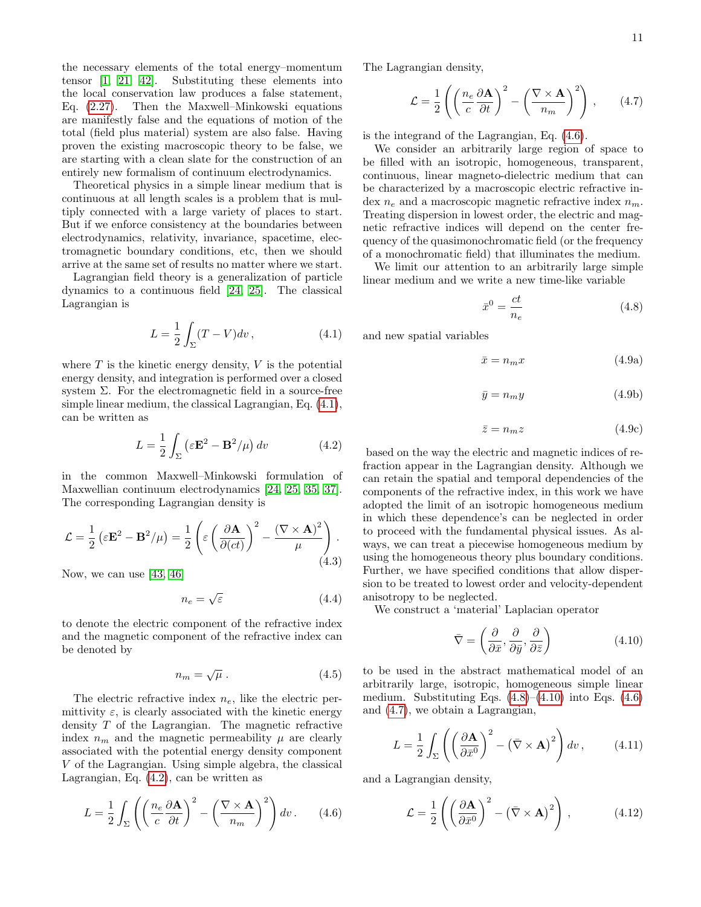the necessary elements of the total energy–momentum tensor [1, 21, 42]. Substituting these elements into the local conservation law produces a false statement, Eq. (2.27). Then the Maxwell–Minkowski equations are manifestly false and the equations of motion of the total (field plus material) system are also false. Having proven the existing macroscopic theory to be false, we are starting with a clean slate for the construction of an entirely new formalism of continuum electrodynamics.

Theoretical physics in a simple linear medium that is continuous at all length scales is a problem that is multiply connected with a large variety of places to start. But if we enforce consistency at the boundaries between electrodynamics, relativity, invariance, spacetime, electromagnetic boundary conditions, etc, then we should arrive at the same set of results no matter where we start.

Lagrangian field theory is a generalization of particle dynamics to a continuous field [24, 25]. The classical Lagrangian is

$$L = \frac{1}{2}\int_\Sigma (T - V) dv\,, \tag{4.1}$$

where $T$ is the kinetic energy density, $V$ is the potential energy density, and integration is performed over a closed system $\Sigma$. For the electromagnetic field in a source-free simple linear medium, the classical Lagrangian, Eq. (4.1), can be written as

$$L = \frac{1}{2}\int_\Sigma \left(\varepsilon \mathbf{E}^2 - \mathbf{B}^2/\mu\right) dv \tag{4.2}$$

in the common Maxwell–Minkowski formulation of Maxwellian continuum electrodynamics [24, 25, 35, 37]. The corresponding Lagrangian density is

$$\mathcal{L} = \frac{1}{2}\left(\varepsilon \mathbf{E}^2 - \mathbf{B}^2/\mu\right) = \frac{1}{2}\left(\varepsilon\left(\frac{\partial \mathbf{A}}{\partial(ct)}\right)^2 - \frac{(\nabla\times\mathbf{A})^2}{\mu}\right). \tag{4.3}$$

Now, we can use [43, 46]

$$n_e = \sqrt{\varepsilon} \tag{4.4}$$

to denote the electric component of the refractive index and the magnetic component of the refractive index can be denoted by

$$n_m = \sqrt{\mu}\;. \tag{4.5}$$

The electric refractive index $n_e$, like the electric permittivity $\varepsilon$, is clearly associated with the kinetic energy density $T$ of the Lagrangian. The magnetic refractive index $n_m$ and the magnetic permeability $\mu$ are clearly associated with the potential energy density component $V$ of the Lagrangian. Using simple algebra, the classical Lagrangian, Eq. (4.2), can be written as

$$L = \frac{1}{2}\int_\Sigma \left(\left(\frac{n_e}{c}\frac{\partial \mathbf{A}}{\partial t}\right)^2 - \left(\frac{\nabla\times\mathbf{A}}{n_m}\right)^2\right) dv\,. \tag{4.6}$$

The Lagrangian density,

$$\mathcal{L} = \frac{1}{2}\left(\left(\frac{n_e}{c}\frac{\partial \mathbf{A}}{\partial t}\right)^2 - \left(\frac{\nabla\times\mathbf{A}}{n_m}\right)^2\right), \tag{4.7}$$

is the integrand of the Lagrangian, Eq. (4.6).

We consider an arbitrarily large region of space to be filled with an isotropic, homogeneous, transparent, continuous, linear magneto-dielectric medium that can be characterized by a macroscopic electric refractive index $n_e$ and a macroscopic magnetic refractive index $n_m$. Treating dispersion in lowest order, the electric and magnetic refractive indices will depend on the center frequency of the quasimonochromatic field (or the frequency of a monochromatic field) that illuminates the medium.

We limit our attention to an arbitrarily large simple linear medium and we write a new time-like variable

$$\bar{x}^0 = \frac{ct}{n_e} \tag{4.8}$$

and new spatial variables

$$\bar{x} = n_m x \tag{4.9a}$$

$$\bar{y} = n_m y \tag{4.9b}$$

$$\bar{z} = n_m z \tag{4.9c}$$

based on the way the electric and magnetic indices of refraction appear in the Lagrangian density. Although we can retain the spatial and temporal dependencies of the components of the refractive index, in this work we have adopted the limit of an isotropic homogeneous medium in which these dependence's can be neglected in order to proceed with the fundamental physical issues. As always, we can treat a piecewise homogeneous medium by using the homogeneous theory plus boundary conditions. Further, we have specified conditions that allow dispersion to be treated to lowest order and velocity-dependent anisotropy to be neglected.

We construct a 'material' Laplacian operator

$$\bar{\nabla} = \left(\frac{\partial}{\partial \bar{x}}, \frac{\partial}{\partial \bar{y}}, \frac{\partial}{\partial \bar{z}}\right) \tag{4.10}$$

to be used in the abstract mathematical model of an arbitrarily large, isotropic, homogeneous simple linear medium. Substituting Eqs. (4.8)–(4.10) into Eqs. (4.6) and (4.7), we obtain a Lagrangian,

$$L = \frac{1}{2}\int_\Sigma \left(\left(\frac{\partial \mathbf{A}}{\partial \bar{x}^0}\right)^2 - \left(\bar{\nabla}\times\mathbf{A}\right)^2\right) dv\,, \tag{4.11}$$

and a Lagrangian density,

$$\mathcal{L} = \frac{1}{2}\left(\left(\frac{\partial \mathbf{A}}{\partial \bar{x}^0}\right)^2 - \left(\bar{\nabla}\times\mathbf{A}\right)^2\right), \tag{4.12}$$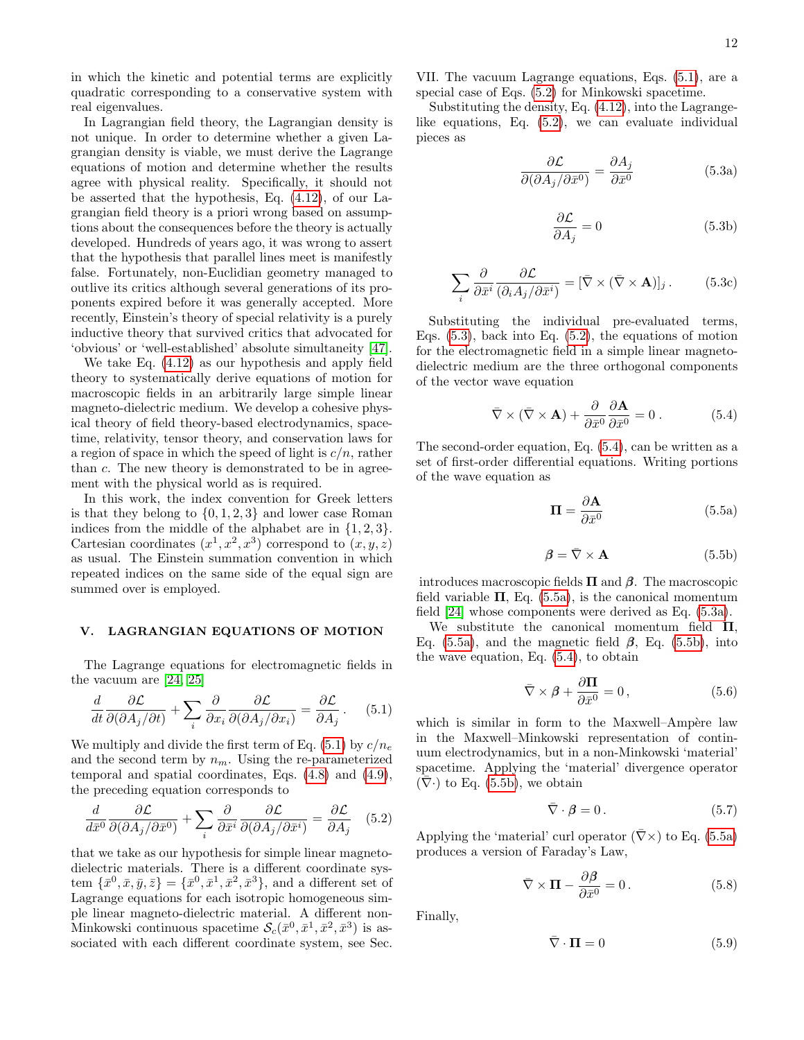in which the kinetic and potential terms are explicitly quadratic corresponding to a conservative system with real eigenvalues.

In Lagrangian field theory, the Lagrangian density is not unique. In order to determine whether a given Lagrangian density is viable, we must derive the Lagrange equations of motion and determine whether the results agree with physical reality. Specifically, it should not be asserted that the hypothesis, Eq. (4.12), of our Lagrangian field theory is a priori wrong based on assumptions about the consequences before the theory is actually developed. Hundreds of years ago, it was wrong to assert that the hypothesis that parallel lines meet is manifestly false. Fortunately, non-Euclidian geometry managed to outlive its critics although several generations of its proponents expired before it was generally accepted. More recently, Einstein's theory of special relativity is a purely inductive theory that survived critics that advocated for 'obvious' or 'well-established' absolute simultaneity [47].

We take Eq. (4.12) as our hypothesis and apply field theory to systematically derive equations of motion for macroscopic fields in an arbitrarily large simple linear magneto-dielectric medium. We develop a cohesive physical theory of field theory-based electrodynamics, spacetime, relativity, tensor theory, and conservation laws for a region of space in which the speed of light is $c/n$, rather than $c$. The new theory is demonstrated to be in agreement with the physical world as is required.

In this work, the index convention for Greek letters is that they belong to $\{0, 1, 2, 3\}$ and lower case Roman indices from the middle of the alphabet are in $\{1, 2, 3\}$. Cartesian coordinates $(x^1, x^2, x^3)$ correspond to $(x, y, z)$ as usual. The Einstein summation convention in which repeated indices on the same side of the equal sign are summed over is employed.

## V. LAGRANGIAN EQUATIONS OF MOTION

The Lagrange equations for electromagnetic fields in the vacuum are [24, 25]

$$\frac{d}{dt}\frac{\partial \mathcal{L}}{\partial(\partial A_j/\partial t)} + \sum_i \frac{\partial}{\partial x_i}\frac{\partial \mathcal{L}}{\partial(\partial A_j/\partial x_i)} = \frac{\partial \mathcal{L}}{\partial A_j}\,. \tag{5.1}$$

We multiply and divide the first term of Eq. (5.1) by $c/n_e$ and the second term by $n_m$. Using the re-parameterized temporal and spatial coordinates, Eqs. (4.8) and (4.9), the preceding equation corresponds to

$$\frac{d}{d\bar{x}^0}\frac{\partial \mathcal{L}}{\partial(\partial A_j/\partial \bar{x}^0)} + \sum_i \frac{\partial}{\partial \bar{x}^i}\frac{\partial \mathcal{L}}{\partial(\partial A_j/\partial \bar{x}^i)} = \frac{\partial \mathcal{L}}{\partial A_j} \tag{5.2}$$

that we take as our hypothesis for simple linear magneto-dielectric materials. There is a different coordinate system $\{\bar{x}^0, \bar{x}, \bar{y}, \bar{z}\} = \{\bar{x}^0, \bar{x}^1, \bar{x}^2, \bar{x}^3\}$, and a different set of Lagrange equations for each isotropic homogeneous simple linear magneto-dielectric material. A different non-Minkowski continuous spacetime $\mathcal{S}_c(\bar{x}^0, \bar{x}^1, \bar{x}^2, \bar{x}^3)$ is associated with each different coordinate system, see Sec. VII. The vacuum Lagrange equations, Eqs. (5.1), are a special case of Eqs. (5.2) for Minkowski spacetime.

Substituting the density, Eq. (4.12), into the Lagrange-like equations, Eq. (5.2), we can evaluate individual pieces as

$$\frac{\partial \mathcal{L}}{\partial(\partial A_j/\partial \bar{x}^0)} = \frac{\partial A_j}{\partial \bar{x}^0} \tag{5.3a}$$

$$\frac{\partial \mathcal{L}}{\partial A_j} = 0 \tag{5.3b}$$

$$\sum_i \frac{\partial}{\partial \bar{x}^i}\frac{\partial \mathcal{L}}{(\partial_i A_j/\partial \bar{x}^i)} = [\bar{\nabla}\times(\bar{\nabla}\times\mathbf{A})]_j\,. \tag{5.3c}$$

Substituting the individual pre-evaluated terms, Eqs. (5.3), back into Eq. (5.2), the equations of motion for the electromagnetic field in a simple linear magneto-dielectric medium are the three orthogonal components of the vector wave equation

$$\bar{\nabla}\times(\bar{\nabla}\times\mathbf{A}) + \frac{\partial}{\partial \bar{x}^0}\frac{\partial \mathbf{A}}{\partial \bar{x}^0} = 0\,. \tag{5.4}$$

The second-order equation, Eq. (5.4), can be written as a set of first-order differential equations. Writing portions of the wave equation as

$$\mathbf{\Pi} = \frac{\partial \mathbf{A}}{\partial \bar{x}^0} \tag{5.5a}$$

$$\boldsymbol{\beta} = \bar{\nabla}\times\mathbf{A} \tag{5.5b}$$

introduces macroscopic fields $\mathbf{\Pi}$ and $\boldsymbol{\beta}$. The macroscopic field variable $\mathbf{\Pi}$, Eq. (5.5a), is the canonical momentum field [24] whose components were derived as Eq. (5.3a).

We substitute the canonical momentum field $\mathbf{\Pi}$, Eq. (5.5a), and the magnetic field $\boldsymbol{\beta}$, Eq. (5.5b), into the wave equation, Eq. (5.4), to obtain

$$\bar{\nabla}\times\boldsymbol{\beta} + \frac{\partial \mathbf{\Pi}}{\partial \bar{x}^0} = 0\,, \tag{5.6}$$

which is similar in form to the Maxwell–Ampère law in the Maxwell–Minkowski representation of continuum electrodynamics, but in a non-Minkowski 'material' spacetime. Applying the 'material' divergence operator $(\bar{\nabla}\cdot)$ to Eq. (5.5b), we obtain

$$\bar{\nabla}\cdot\boldsymbol{\beta} = 0\,. \tag{5.7}$$

Applying the 'material' curl operator $(\bar{\nabla}\times)$ to Eq. (5.5a) produces a version of Faraday's Law,

$$\bar{\nabla}\times\mathbf{\Pi} - \frac{\partial \boldsymbol{\beta}}{\partial \bar{x}^0} = 0\,. \tag{5.8}$$

Finally,

$$\bar{\nabla}\cdot\mathbf{\Pi} = 0 \tag{5.9}$$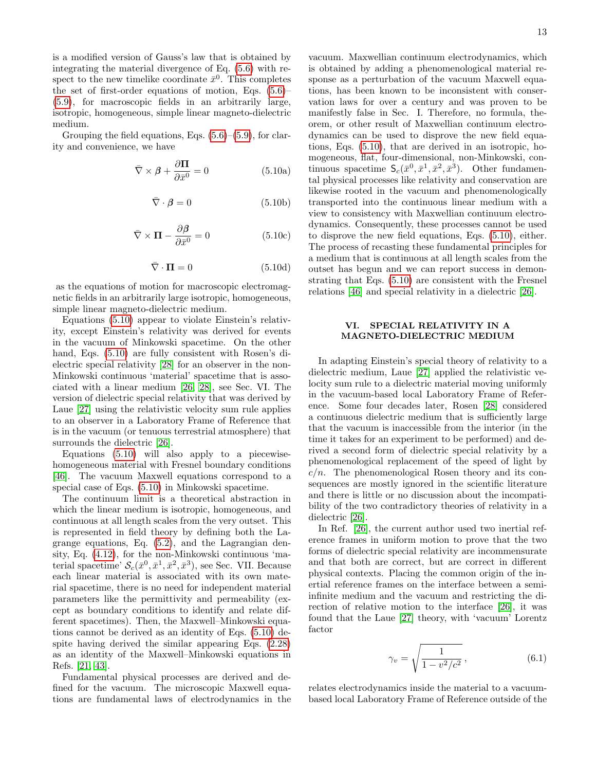is a modified version of Gauss's law that is obtained by integrating the material divergence of Eq. (5.6) with respect to the new timelike coordinate $\bar{x}^0$. This completes the set of first-order equations of motion, Eqs. (5.6)–(5.9), for macroscopic fields in an arbitrarily large, isotropic, homogeneous, simple linear magneto-dielectric medium.

Grouping the field equations, Eqs. (5.6)–(5.9), for clarity and convenience, we have

$$\bar{\nabla} \times \boldsymbol{\beta} + \frac{\partial \boldsymbol{\Pi}}{\partial \bar{x}^0} = 0 \tag{5.10a}$$

$$\bar{\nabla} \cdot \boldsymbol{\beta} = 0 \tag{5.10b}$$

$$\bar{\nabla} \times \boldsymbol{\Pi} - \frac{\partial \boldsymbol{\beta}}{\partial \bar{x}^0} = 0 \tag{5.10c}$$

$$\bar{\nabla} \cdot \boldsymbol{\Pi} = 0 \tag{5.10d}$$

as the equations of motion for macroscopic electromagnetic fields in an arbitrarily large isotropic, homogeneous, simple linear magneto-dielectric medium.

Equations (5.10) appear to violate Einstein's relativity, except Einstein's relativity was derived for events in the vacuum of Minkowski spacetime. On the other hand, Eqs. (5.10) are fully consistent with Rosen's dielectric special relativity [28] for an observer in the non-Minkowski continuous 'material' spacetime that is associated with a linear medium [26, 28], see Sec. VI. The version of dielectric special relativity that was derived by Laue [27] using the relativistic velocity sum rule applies to an observer in a Laboratory Frame of Reference that is in the vacuum (or tenuous terrestrial atmosphere) that surrounds the dielectric [26].

Equations (5.10) will also apply to a piecewise-homogeneous material with Fresnel boundary conditions [46]. The vacuum Maxwell equations correspond to a special case of Eqs. (5.10) in Minkowski spacetime.

The continuum limit is a theoretical abstraction in which the linear medium is isotropic, homogeneous, and continuous at all length scales from the very outset. This is represented in field theory by defining both the Lagrange equations, Eq. (5.2), and the Lagrangian density, Eq. (4.12), for the non-Minkowski continuous 'material spacetime' $\mathcal{S}_c(\bar{x}^0, \bar{x}^1, \bar{x}^2, \bar{x}^3)$, see Sec. VII. Because each linear material is associated with its own material spacetime, there is no need for independent material parameters like the permittivity and permeability (except as boundary conditions to identify and relate different spacetimes). Then, the Maxwell–Minkowski equations cannot be derived as an identity of Eqs. (5.10) despite having derived the similar appearing Eqs. (2.28) as an identity of the Maxwell–Minkowski equations in Refs. [21, 43].

Fundamental physical processes are derived and defined for the vacuum. The microscopic Maxwell equations are fundamental laws of electrodynamics in the vacuum. Maxwellian continuum electrodynamics, which is obtained by adding a phenomenological material response as a perturbation of the vacuum Maxwell equations, has been known to be inconsistent with conservation laws for over a century and was proven to be manifestly false in Sec. I. Therefore, no formula, theorem, or other result of Maxwellian continuum electrodynamics can be used to disprove the new field equations, Eqs. (5.10), that are derived in an isotropic, homogeneous, flat, four-dimensional, non-Minkowski, continuous spacetime $\mathsf{S}_c(\bar{x}^0, \bar{x}^1, \bar{x}^2, \bar{x}^3)$. Other fundamental physical processes like relativity and conservation are likewise rooted in the vacuum and phenomenologically transported into the continuous linear medium with a view to consistency with Maxwellian continuum electrodynamics. Consequently, these processes cannot be used to disprove the new field equations, Eqs. (5.10), either. The process of recasting these fundamental principles for a medium that is continuous at all length scales from the outset has begun and we can report success in demonstrating that Eqs. (5.10) are consistent with the Fresnel relations [46] and special relativity in a dielectric [26].

## VI. SPECIAL RELATIVITY IN A MAGNETO-DIELECTRIC MEDIUM

In adapting Einstein's special theory of relativity to a dielectric medium, Laue [27] applied the relativistic velocity sum rule to a dielectric material moving uniformly in the vacuum-based local Laboratory Frame of Reference. Some four decades later, Rosen [28] considered a continuous dielectric medium that is sufficiently large that the vacuum is inaccessible from the interior (in the time it takes for an experiment to be performed) and derived a second form of dielectric special relativity by a phenomenological replacement of the speed of light by $c/n$. The phenomenological Rosen theory and its consequences are mostly ignored in the scientific literature and there is little or no discussion about the incompatibility of the two contradictory theories of relativity in a dielectric [26].

In Ref. [26], the current author used two inertial reference frames in uniform motion to prove that the two forms of dielectric special relativity are incommensurate and that both are correct, but are correct in different physical contexts. Placing the common origin of the inertial reference frames on the interface between a semi-infinite medium and the vacuum and restricting the direction of relative motion to the interface [26], it was found that the Laue [27] theory, with 'vacuum' Lorentz factor

$$\gamma_v = \sqrt{\frac{1}{1 - v^2/c^2}}\,, \tag{6.1}$$

relates electrodynamics inside the material to a vacuum-based local Laboratory Frame of Reference outside of the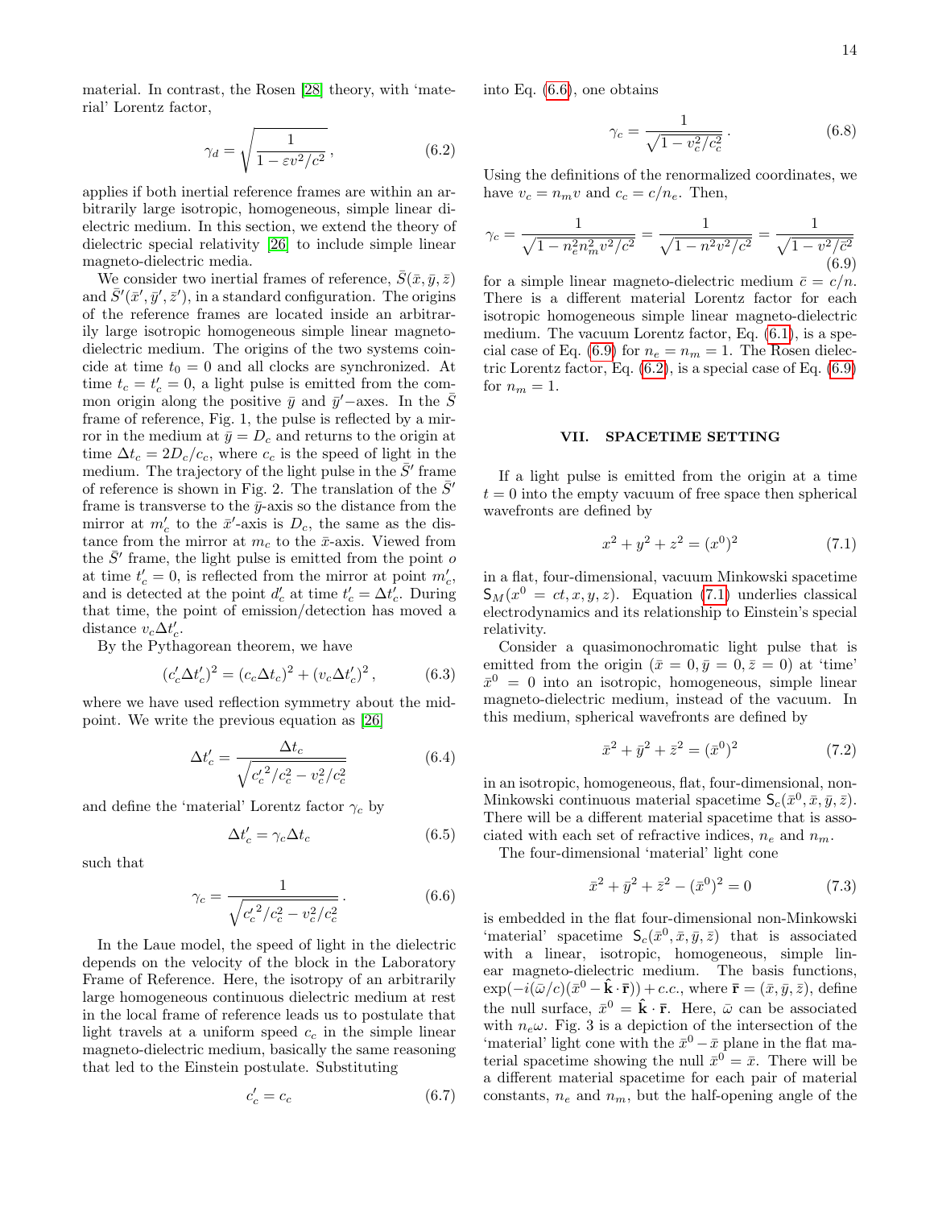material. In contrast, the Rosen [28] theory, with 'material' Lorentz factor,

$$\gamma_d = \sqrt{\frac{1}{1-\varepsilon v^2/c^2}}\,, \tag{6.2}$$

applies if both inertial reference frames are within an arbitrarily large isotropic, homogeneous, simple linear dielectric medium. In this section, we extend the theory of dielectric special relativity [26] to include simple linear magneto-dielectric media.

We consider two inertial frames of reference, $\bar{S}(\bar{x},\bar{y},\bar{z})$ and $\bar{S}'(\bar{x}',\bar{y}',\bar{z}')$, in a standard configuration. The origins of the reference frames are located inside an arbitrarily large isotropic homogeneous simple linear magneto-dielectric medium. The origins of the two systems coincide at time $t_0=0$ and all clocks are synchronized. At time $t_c=t'_c=0$, a light pulse is emitted from the common origin along the positive $\bar{y}$ and $\bar{y}'-$axes. In the $\bar{S}$ frame of reference, Fig. 1, the pulse is reflected by a mirror in the medium at $\bar{y}=D_c$ and returns to the origin at time $\Delta t_c = 2D_c/c_c$, where $c_c$ is the speed of light in the medium. The trajectory of the light pulse in the $\bar{S}'$ frame of reference is shown in Fig. 2. The translation of the $\bar{S}'$ frame is transverse to the $\bar{y}$-axis so the distance from the mirror at $m'_c$ to the $\bar{x}'$-axis is $D_c$, the same as the distance from the mirror at $m_c$ to the $\bar{x}$-axis. Viewed from the $\bar{S}'$ frame, the light pulse is emitted from the point $o$ at time $t'_c=0$, is reflected from the mirror at point $m'_c$, and is detected at the point $d'_c$ at time $t'_c=\Delta t'_c$. During that time, the point of emission/detection has moved a distance $v_c\Delta t'_c$.

By the Pythagorean theorem, we have

$$(c'_c\Delta t'_c)^2 = (c_c\Delta t_c)^2 + (v_c\Delta t'_c)^2\,, \tag{6.3}$$

where we have used reflection symmetry about the midpoint. We write the previous equation as [26]

$$\Delta t'_c = \frac{\Delta t_c}{\sqrt{{c'_c}^2/c_c^2 - v_c^2/c_c^2}} \tag{6.4}$$

and define the 'material' Lorentz factor $\gamma_c$ by

$$\Delta t'_c = \gamma_c \Delta t_c \tag{6.5}$$

such that

$$\gamma_c = \frac{1}{\sqrt{{c'_c}^2/c_c^2 - v_c^2/c_c^2}}\,. \tag{6.6}$$

In the Laue model, the speed of light in the dielectric depends on the velocity of the block in the Laboratory Frame of Reference. Here, the isotropy of an arbitrarily large homogeneous continuous dielectric medium at rest in the local frame of reference leads us to postulate that light travels at a uniform speed $c_c$ in the simple linear magneto-dielectric medium, basically the same reasoning that led to the Einstein postulate. Substituting

$$c'_c = c_c \tag{6.7}$$

into Eq. (6.6), one obtains

$$\gamma_c = \frac{1}{\sqrt{1-v_c^2/c_c^2}}\,. \tag{6.8}$$

Using the definitions of the renormalized coordinates, we have $v_c = n_m v$ and $c_c = c/n_e$. Then,

$$\gamma_c = \frac{1}{\sqrt{1-n_e^2 n_m^2 v^2/c^2}} = \frac{1}{\sqrt{1-n^2 v^2/c^2}} = \frac{1}{\sqrt{1-v^2/\bar{c}^2}} \tag{6.9}$$

for a simple linear magneto-dielectric medium $\bar{c}=c/n$. There is a different material Lorentz factor for each isotropic homogeneous simple linear magneto-dielectric medium. The vacuum Lorentz factor, Eq. (6.1), is a special case of Eq. (6.9) for $n_e=n_m=1$. The Rosen dielectric Lorentz factor, Eq. (6.2), is a special case of Eq. (6.9) for $n_m=1$.

## VII. SPACETIME SETTING

If a light pulse is emitted from the origin at a time $t=0$ into the empty vacuum of free space then spherical wavefronts are defined by

$$x^2+y^2+z^2=(x^0)^2 \tag{7.1}$$

in a flat, four-dimensional, vacuum Minkowski spacetime $\mathsf{S}_M(x^0=ct,x,y,z)$. Equation (7.1) underlies classical electrodynamics and its relationship to Einstein's special relativity.

Consider a quasimonochromatic light pulse that is emitted from the origin $(\bar{x}=0,\bar{y}=0,\bar{z}=0)$ at 'time' $\bar{x}^0=0$ into an isotropic, homogeneous, simple linear magneto-dielectric medium, instead of the vacuum. In this medium, spherical wavefronts are defined by

$$\bar{x}^2+\bar{y}^2+\bar{z}^2=(\bar{x}^0)^2 \tag{7.2}$$

in an isotropic, homogeneous, flat, four-dimensional, non-Minkowski continuous material spacetime $\mathsf{S}_c(\bar{x}^0,\bar{x},\bar{y},\bar{z})$. There will be a different material spacetime that is associated with each set of refractive indices, $n_e$ and $n_m$.

The four-dimensional 'material' light cone

$$\bar{x}^2+\bar{y}^2+\bar{z}^2-(\bar{x}^0)^2=0 \tag{7.3}$$

is embedded in the flat four-dimensional non-Minkowski 'material' spacetime $\mathsf{S}_c(\bar{x}^0,\bar{x},\bar{y},\bar{z})$ that is associated with a linear, isotropic, homogeneous, simple linear magneto-dielectric medium. The basis functions, $\exp(-i(\bar{\omega}/c)(\bar{x}^0-\hat{\mathbf{k}}\cdot\bar{\mathbf{r}}))+c.c.$, where $\bar{\mathbf{r}}=(\bar{x},\bar{y},\bar{z})$, define the null surface, $\bar{x}^0=\hat{\mathbf{k}}\cdot\bar{\mathbf{r}}$. Here, $\bar{\omega}$ can be associated with $n_e\omega$. Fig. 3 is a depiction of the intersection of the 'material' light cone with the $\bar{x}^0-\bar{x}$ plane in the flat material spacetime showing the null $\bar{x}^0=\bar{x}$. There will be a different material spacetime for each pair of material constants, $n_e$ and $n_m$, but the half-opening angle of the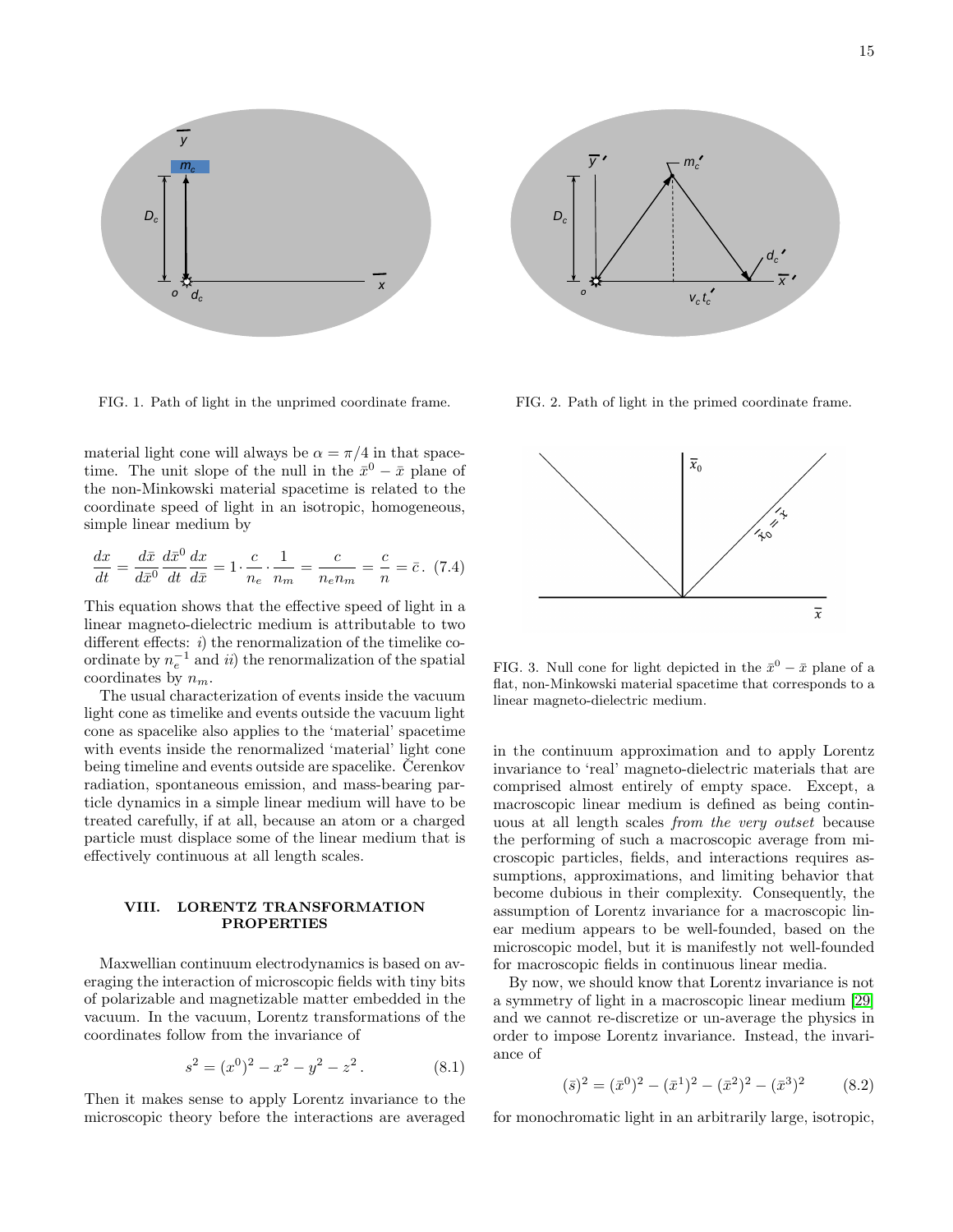FIG. 1. Path of light in the unprimed coordinate frame.

FIG. 2. Path of light in the primed coordinate frame.

material light cone will always be $\alpha = \pi/4$ in that spacetime. The unit slope of the null in the $\bar{x}^0 - \bar{x}$ plane of the non-Minkowski material spacetime is related to the coordinate speed of light in an isotropic, homogeneous, simple linear medium by

$$\frac{dx}{dt} = \frac{d\bar{x}}{d\bar{x}^0}\frac{d\bar{x}^0}{dt}\frac{dx}{d\bar{x}} = 1 \cdot \frac{c}{n_e} \cdot \frac{1}{n_m} = \frac{c}{n_e n_m} = \frac{c}{n} = \bar{c}\,. \quad (7.4)$$

This equation shows that the effective speed of light in a linear magneto-dielectric medium is attributable to two different effects: *i*) the renormalization of the timelike coordinate by $n_e^{-1}$ and *ii*) the renormalization of the spatial coordinates by $n_m$.

The usual characterization of events inside the vacuum light cone as timelike and events outside the vacuum light cone as spacelike also applies to the 'material' spacetime with events inside the renormalized 'material' light cone being timeline and events outside are spacelike. Čerenkov radiation, spontaneous emission, and mass-bearing particle dynamics in a simple linear medium will have to be treated carefully, if at all, because an atom or a charged particle must displace some of the linear medium that is effectively continuous at all length scales.

FIG. 3. Null cone for light depicted in the $\bar{x}^0 - \bar{x}$ plane of a flat, non-Minkowski material spacetime that corresponds to a linear magneto-dielectric medium.

## VIII. LORENTZ TRANSFORMATION PROPERTIES

Maxwellian continuum electrodynamics is based on averaging the interaction of microscopic fields with tiny bits of polarizable and magnetizable matter embedded in the vacuum. In the vacuum, Lorentz transformations of the coordinates follow from the invariance of

$$s^2 = (x^0)^2 - x^2 - y^2 - z^2\,. \quad (8.1)$$

Then it makes sense to apply Lorentz invariance to the microscopic theory before the interactions are averaged in the continuum approximation and to apply Lorentz invariance to 'real' magneto-dielectric materials that are comprised almost entirely of empty space. Except, a macroscopic linear medium is defined as being continuous at all length scales *from the very outset* because the performing of such a macroscopic average from microscopic particles, fields, and interactions requires assumptions, approximations, and limiting behavior that become dubious in their complexity. Consequently, the assumption of Lorentz invariance for a macroscopic linear medium appears to be well-founded, based on the microscopic model, but it is manifestly not well-founded for macroscopic fields in continuous linear media.

By now, we should know that Lorentz invariance is not a symmetry of light in a macroscopic linear medium [29] and we cannot re-discretize or un-average the physics in order to impose Lorentz invariance. Instead, the invariance of

$$(\bar{s})^2 = (\bar{x}^0)^2 - (\bar{x}^1)^2 - (\bar{x}^2)^2 - (\bar{x}^3)^2 \quad (8.2)$$

for monochromatic light in an arbitrarily large, isotropic,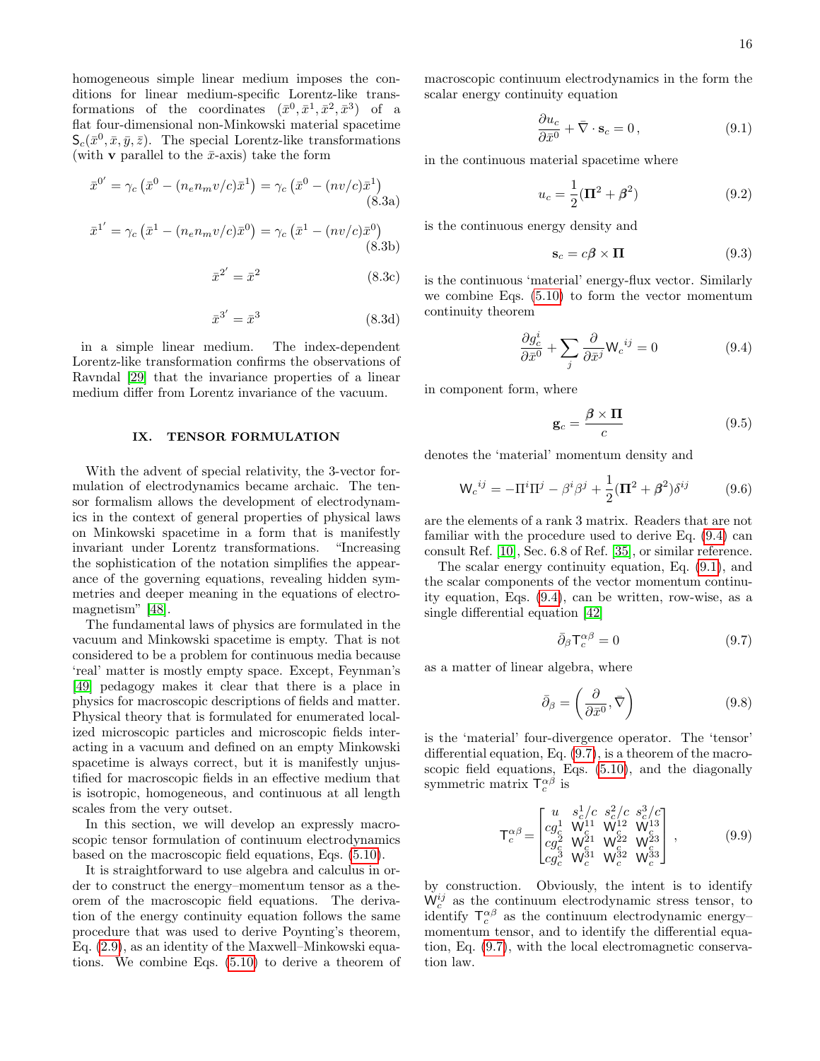homogeneous simple linear medium imposes the conditions for linear medium-specific Lorentz-like transformations of the coordinates $(\bar{x}^0, \bar{x}^1, \bar{x}^2, \bar{x}^3)$ of a flat four-dimensional non-Minkowski material spacetime $\mathsf{S}_c(\bar{x}^0, \bar{x}, \bar{y}, \bar{z})$. The special Lorentz-like transformations (with $\mathbf{v}$ parallel to the $\bar{x}$-axis) take the form

$$\bar{x}^{0'} = \gamma_c \left(\bar{x}^0 - (n_e n_m v/c)\bar{x}^1\right) = \gamma_c \left(\bar{x}^0 - (nv/c)\bar{x}^1\right) \tag{8.3a}$$

$$\bar{x}^{1'} = \gamma_c \left(\bar{x}^1 - (n_e n_m v/c)\bar{x}^0\right) = \gamma_c \left(\bar{x}^1 - (nv/c)\bar{x}^0\right) \tag{8.3b}$$

$$\bar{x}^{2'} = \bar{x}^2 \tag{8.3c}$$

$$\bar{x}^{3'} = \bar{x}^3 \tag{8.3d}$$

in a simple linear medium. The index-dependent Lorentz-like transformation confirms the observations of Ravndal [29] that the invariance properties of a linear medium differ from Lorentz invariance of the vacuum.

## IX. TENSOR FORMULATION

With the advent of special relativity, the 3-vector formulation of electrodynamics became archaic. The tensor formalism allows the development of electrodynamics in the context of general properties of physical laws on Minkowski spacetime in a form that is manifestly invariant under Lorentz transformations. "Increasing the sophistication of the notation simplifies the appearance of the governing equations, revealing hidden symmetries and deeper meaning in the equations of electromagnetism" [48].

The fundamental laws of physics are formulated in the vacuum and Minkowski spacetime is empty. That is not considered to be a problem for continuous media because 'real' matter is mostly empty space. Except, Feynman's [49] pedagogy makes it clear that there is a place in physics for macroscopic descriptions of fields and matter. Physical theory that is formulated for enumerated localized microscopic particles and microscopic fields interacting in a vacuum and defined on an empty Minkowski spacetime is always correct, but it is manifestly unjustified for macroscopic fields in an effective medium that is isotropic, homogeneous, and continuous at all length scales from the very outset.

In this section, we will develop an expressly macroscopic tensor formulation of continuum electrodynamics based on the macroscopic field equations, Eqs. (5.10).

It is straightforward to use algebra and calculus in order to construct the energy–momentum tensor as a theorem of the macroscopic field equations. The derivation of the energy continuity equation follows the same procedure that was used to derive Poynting's theorem, Eq. (2.9), as an identity of the Maxwell–Minkowski equations. We combine Eqs. (5.10) to derive a theorem of macroscopic continuum electrodynamics in the form the scalar energy continuity equation

$$\frac{\partial u_c}{\partial \bar{x}^0} + \bar{\nabla} \cdot \mathbf{s}_c = 0\,, \tag{9.1}$$

in the continuous material spacetime where

$$u_c = \frac{1}{2}(\mathbf{\Pi}^2 + \boldsymbol{\beta}^2) \tag{9.2}$$

is the continuous energy density and

$$\mathbf{s}_c = c\boldsymbol{\beta} \times \mathbf{\Pi} \tag{9.3}$$

is the continuous 'material' energy-flux vector. Similarly we combine Eqs. (5.10) to form the vector momentum continuity theorem

$$\frac{\partial g_c^i}{\partial \bar{x}^0} + \sum_j \frac{\partial}{\partial \bar{x}^j} \mathsf{W}_c{}^{ij} = 0 \tag{9.4}$$

in component form, where

$$\mathbf{g}_c = \frac{\boldsymbol{\beta} \times \mathbf{\Pi}}{c} \tag{9.5}$$

denotes the 'material' momentum density and

$$\mathsf{W}_c{}^{ij} = -\Pi^i \Pi^j - \beta^i \beta^j + \frac{1}{2}(\mathbf{\Pi}^2 + \boldsymbol{\beta}^2)\delta^{ij} \tag{9.6}$$

are the elements of a rank 3 matrix. Readers that are not familiar with the procedure used to derive Eq. (9.4) can consult Ref. [10], Sec. 6.8 of Ref. [35], or similar reference.

The scalar energy continuity equation, Eq. (9.1), and the scalar components of the vector momentum continuity equation, Eqs. (9.4), can be written, row-wise, as a single differential equation [42]

$$\bar{\partial}_\beta \mathsf{T}_c^{\alpha\beta} = 0 \tag{9.7}$$

as a matter of linear algebra, where

$$\bar{\partial}_\beta = \left(\frac{\partial}{\partial \bar{x}^0}, \bar{\nabla}\right) \tag{9.8}$$

is the 'material' four-divergence operator. The 'tensor' differential equation, Eq. (9.7), is a theorem of the macroscopic field equations, Eqs. (5.10), and the diagonally symmetric matrix $\mathsf{T}_c^{\alpha\beta}$ is

$$\mathsf{T}_c^{\alpha\beta} = \begin{bmatrix} u & s_c^1/c & s_c^2/c & s_c^3/c \\ cg_c^1 & \mathsf{W}_c^{11} & \mathsf{W}_c^{12} & \mathsf{W}_c^{13} \\ cg_c^2 & \mathsf{W}_c^{21} & \mathsf{W}_c^{22} & \mathsf{W}_c^{23} \\ cg_c^3 & \mathsf{W}_c^{31} & \mathsf{W}_c^{32} & \mathsf{W}_c^{33} \end{bmatrix}\,, \tag{9.9}$$

by construction. Obviously, the intent is to identify $\mathsf{W}_c^{ij}$ as the continuum electrodynamic stress tensor, to identify $\mathsf{T}_c^{\alpha\beta}$ as the continuum electrodynamic energy–momentum tensor, and to identify the differential equation, Eq. (9.7), with the local electromagnetic conservation law.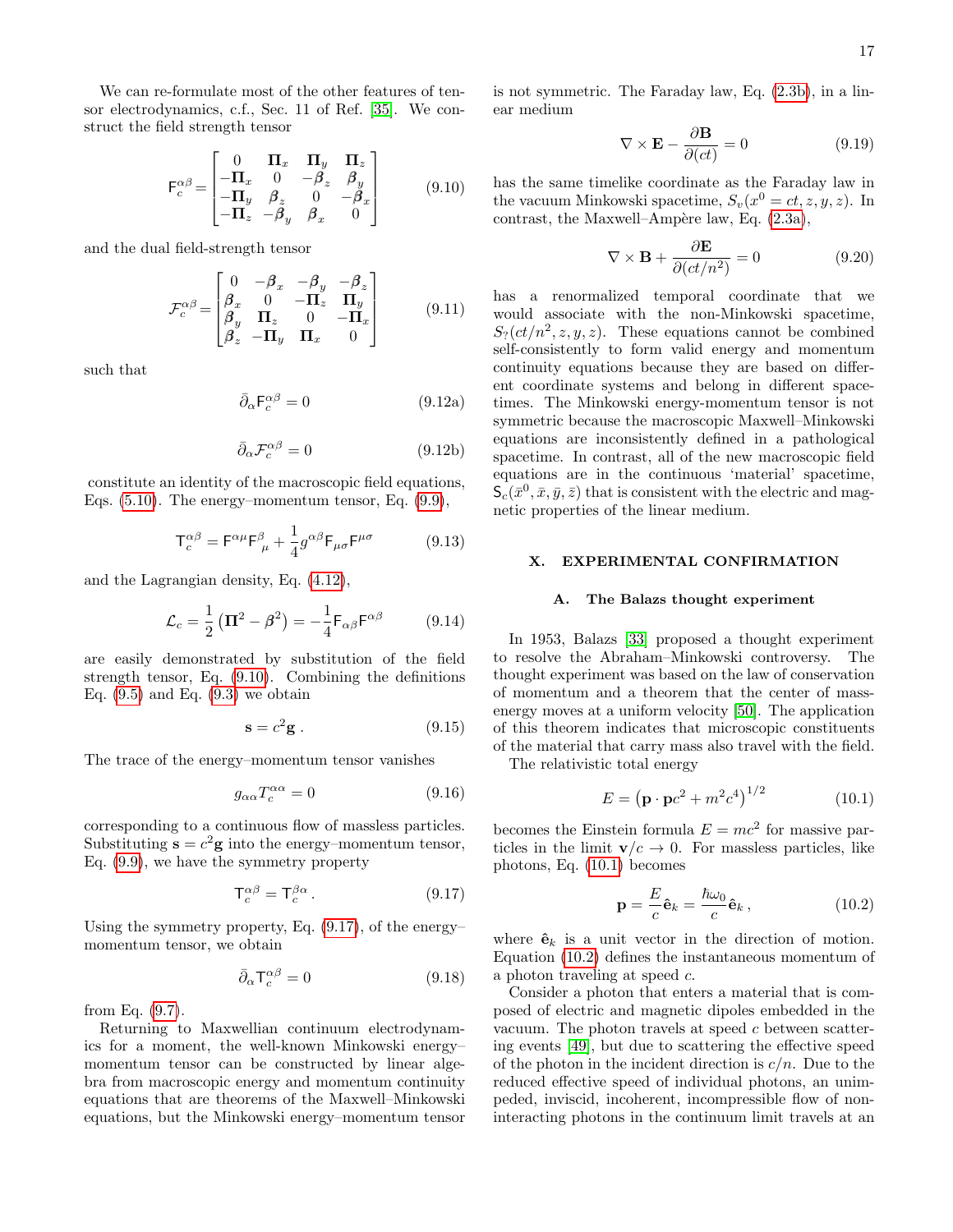We can re-formulate most of the other features of tensor electrodynamics, c.f., Sec. 11 of Ref. [35]. We construct the field strength tensor

$$
\mathsf{F}_c^{\alpha\beta} = \begin{bmatrix} 0 & \mathbf{\Pi}_x & \mathbf{\Pi}_y & \mathbf{\Pi}_z \\ -\mathbf{\Pi}_x & 0 & -\boldsymbol{\beta}_z & \boldsymbol{\beta}_y \\ -\mathbf{\Pi}_y & \boldsymbol{\beta}_z & 0 & -\boldsymbol{\beta}_x \\ -\mathbf{\Pi}_z & -\boldsymbol{\beta}_y & \boldsymbol{\beta}_x & 0 \end{bmatrix} \tag{9.10}
$$

and the dual field-strength tensor

$$
\mathcal{F}_c^{\alpha\beta} = \begin{bmatrix} 0 & -\boldsymbol{\beta}_x & -\boldsymbol{\beta}_y & -\boldsymbol{\beta}_z \\ \boldsymbol{\beta}_x & 0 & -\mathbf{\Pi}_z & \mathbf{\Pi}_y \\ \boldsymbol{\beta}_y & \mathbf{\Pi}_z & 0 & -\mathbf{\Pi}_x \\ \boldsymbol{\beta}_z & -\mathbf{\Pi}_y & \mathbf{\Pi}_x & 0 \end{bmatrix} \tag{9.11}
$$

such that

$$
\bar{\partial}_\alpha \mathsf{F}_c^{\alpha\beta} = 0 \tag{9.12a}
$$

$$
\bar{\partial}_\alpha \mathcal{F}_c^{\alpha\beta} = 0 \tag{9.12b}
$$

constitute an identity of the macroscopic field equations, Eqs. (5.10). The energy–momentum tensor, Eq. (9.9),

$$
\mathsf{T}_c^{\alpha\beta} = \mathsf{F}^{\alpha\mu}\mathsf{F}^{\beta}_{\ \mu} + \frac{1}{4} g^{\alpha\beta}\mathsf{F}_{\mu\sigma}\mathsf{F}^{\mu\sigma} \tag{9.13}
$$

and the Lagrangian density, Eq. (4.12),

$$
\mathcal{L}_c = \frac{1}{2}\left(\mathbf{\Pi}^2 - \boldsymbol{\beta}^2\right) = -\frac{1}{4}\mathsf{F}_{\alpha\beta}\mathsf{F}^{\alpha\beta} \tag{9.14}
$$

are easily demonstrated by substitution of the field strength tensor, Eq. (9.10). Combining the definitions Eq. (9.5) and Eq. (9.3) we obtain

$$
\mathbf{s} = c^2 \mathbf{g} \,. \tag{9.15}
$$

The trace of the energy–momentum tensor vanishes

$$
g_{\alpha\alpha} T_c^{\alpha\alpha} = 0 \tag{9.16}
$$

corresponding to a continuous flow of massless particles. Substituting $\mathbf{s} = c^2\mathbf{g}$ into the energy–momentum tensor, Eq. (9.9), we have the symmetry property

$$
\mathsf{T}_c^{\alpha\beta} = \mathsf{T}_c^{\beta\alpha} \,. \tag{9.17}
$$

Using the symmetry property, Eq. (9.17), of the energy–momentum tensor, we obtain

$$
\bar{\partial}_\alpha \mathsf{T}_c^{\alpha\beta} = 0 \tag{9.18}
$$

from Eq. (9.7).

Returning to Maxwellian continuum electrodynamics for a moment, the well-known Minkowski energy–momentum tensor can be constructed by linear algebra from macroscopic energy and momentum continuity equations that are theorems of the Maxwell–Minkowski equations, but the Minkowski energy–momentum tensor is not symmetric. The Faraday law, Eq. (2.3b), in a linear medium

$$
\nabla \times \mathbf{E} - \frac{\partial \mathbf{B}}{\partial (ct)} = 0 \tag{9.19}
$$

has the same timelike coordinate as the Faraday law in the vacuum Minkowski spacetime, $S_v(x^0 = ct, z, y, z)$. In contrast, the Maxwell–Ampère law, Eq. (2.3a),

$$
\nabla \times \mathbf{B} + \frac{\partial \mathbf{E}}{\partial (ct/n^2)} = 0 \tag{9.20}
$$

has a renormalized temporal coordinate that we would associate with the non-Minkowski spacetime, $S_?(ct/n^2, z, y, z)$. These equations cannot be combined self-consistently to form valid energy and momentum continuity equations because they are based on different coordinate systems and belong in different spacetimes. The Minkowski energy-momentum tensor is not symmetric because the macroscopic Maxwell–Minkowski equations are inconsistently defined in a pathological spacetime. In contrast, all of the new macroscopic field equations are in the continuous 'material' spacetime, $\mathsf{S}_c(\bar{x}^0, \bar{x}, \bar{y}, \bar{z})$ that is consistent with the electric and magnetic properties of the linear medium.

## X. EXPERIMENTAL CONFIRMATION

### A. The Balazs thought experiment

In 1953, Balazs [33] proposed a thought experiment to resolve the Abraham–Minkowski controversy. The thought experiment was based on the law of conservation of momentum and a theorem that the center of mass-energy moves at a uniform velocity [50]. The application of this theorem indicates that microscopic constituents of the material that carry mass also travel with the field.

The relativistic total energy

$$
E = \left(\mathbf{p}\cdot\mathbf{p}c^2 + m^2c^4\right)^{1/2} \tag{10.1}
$$

becomes the Einstein formula $E = mc^2$ for massive particles in the limit $\mathbf{v}/c \to 0$. For massless particles, like photons, Eq. (10.1) becomes

$$
\mathbf{p} = \frac{E}{c}\hat{\mathbf{e}}_k = \frac{\hbar\omega_0}{c}\hat{\mathbf{e}}_k \,, \tag{10.2}
$$

where $\hat{\mathbf{e}}_k$ is a unit vector in the direction of motion. Equation (10.2) defines the instantaneous momentum of a photon traveling at speed $c$.

Consider a photon that enters a material that is composed of electric and magnetic dipoles embedded in the vacuum. The photon travels at speed $c$ between scattering events [49], but due to scattering the effective speed of the photon in the incident direction is $c/n$. Due to the reduced effective speed of individual photons, an unimpeded, inviscid, incoherent, incompressible flow of non-interacting photons in the continuum limit travels at an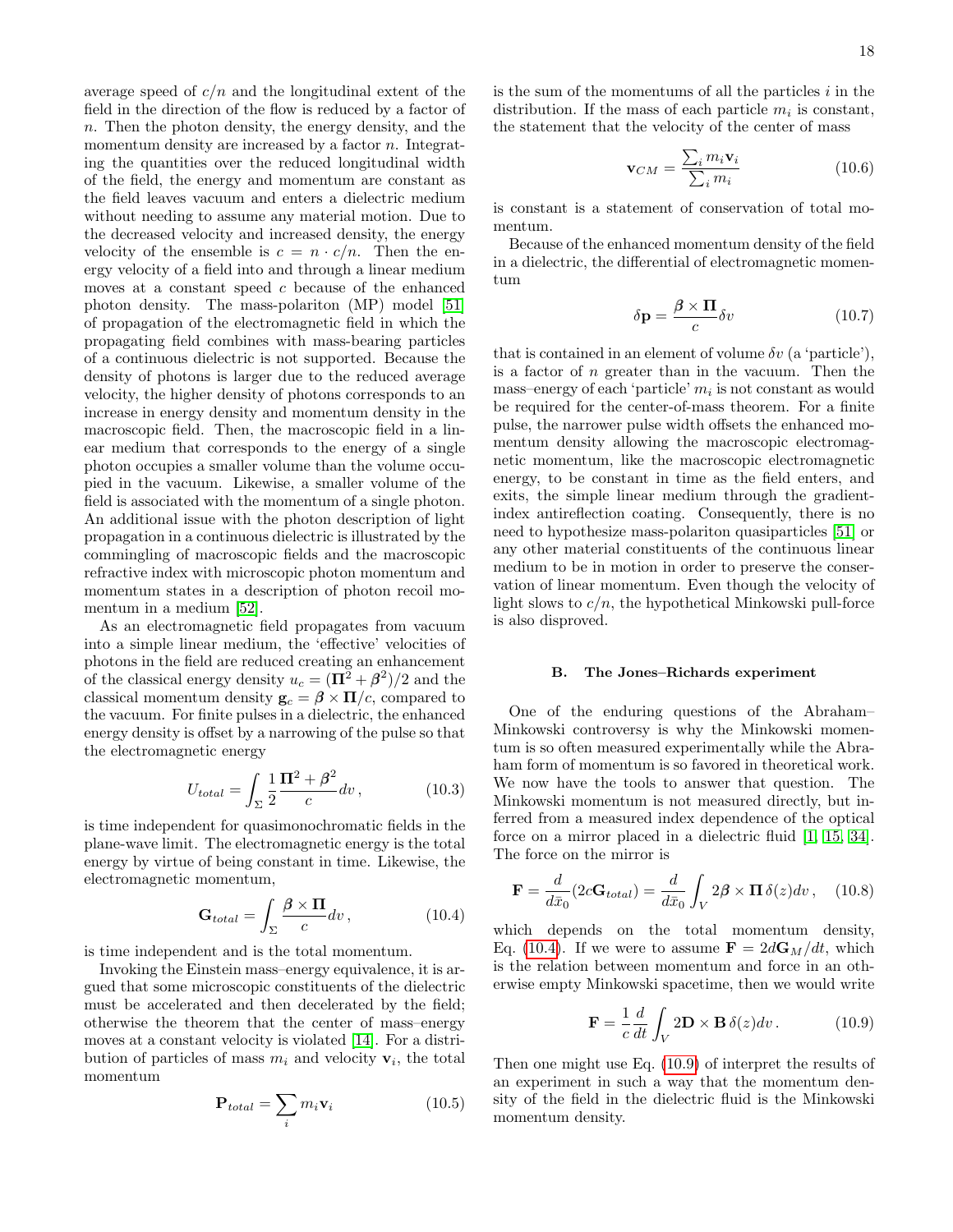average speed of $c/n$ and the longitudinal extent of the field in the direction of the flow is reduced by a factor of $n$. Then the photon density, the energy density, and the momentum density are increased by a factor $n$. Integrating the quantities over the reduced longitudinal width of the field, the energy and momentum are constant as the field leaves vacuum and enters a dielectric medium without needing to assume any material motion. Due to the decreased velocity and increased density, the energy velocity of the ensemble is $c = n \cdot c/n$. Then the energy velocity of a field into and through a linear medium moves at a constant speed $c$ because of the enhanced photon density. The mass-polariton (MP) model [51] of propagation of the electromagnetic field in which the propagating field combines with mass-bearing particles of a continuous dielectric is not supported. Because the density of photons is larger due to the reduced average velocity, the higher density of photons corresponds to an increase in energy density and momentum density in the macroscopic field. Then, the macroscopic field in a linear medium that corresponds to the energy of a single photon occupies a smaller volume than the volume occupied in the vacuum. Likewise, a smaller volume of the field is associated with the momentum of a single photon. An additional issue with the photon description of light propagation in a continuous dielectric is illustrated by the commingling of macroscopic fields and the macroscopic refractive index with microscopic photon momentum and momentum states in a description of photon recoil momentum in a medium [52].

As an electromagnetic field propagates from vacuum into a simple linear medium, the 'effective' velocities of photons in the field are reduced creating an enhancement of the classical energy density $u_c = (\mathbf{\Pi}^2 + \boldsymbol{\beta}^2)/2$ and the classical momentum density $\mathbf{g}_c = \boldsymbol{\beta} \times \mathbf{\Pi}/c$, compared to the vacuum. For finite pulses in a dielectric, the enhanced energy density is offset by a narrowing of the pulse so that the electromagnetic energy

$$U_{total} = \int_\Sigma \frac{1}{2} \frac{\mathbf{\Pi}^2 + \boldsymbol{\beta}^2}{c} dv \,, \tag{10.3}$$

is time independent for quasimonochromatic fields in the plane-wave limit. The electromagnetic energy is the total energy by virtue of being constant in time. Likewise, the electromagnetic momentum,

$$\mathbf{G}_{total} = \int_\Sigma \frac{\boldsymbol{\beta} \times \mathbf{\Pi}}{c} dv \,, \tag{10.4}$$

is time independent and is the total momentum.

Invoking the Einstein mass–energy equivalence, it is argued that some microscopic constituents of the dielectric must be accelerated and then decelerated by the field; otherwise the theorem that the center of mass–energy moves at a constant velocity is violated [14]. For a distribution of particles of mass $m_i$ and velocity $\mathbf{v}_i$, the total momentum

$$\mathbf{P}_{total} = \sum_i m_i \mathbf{v}_i \tag{10.5}$$

is the sum of the momentums of all the particles $i$ in the distribution. If the mass of each particle $m_i$ is constant, the statement that the velocity of the center of mass

$$\mathbf{v}_{CM} = \frac{\sum_i m_i \mathbf{v}_i}{\sum_i m_i} \tag{10.6}$$

is constant is a statement of conservation of total momentum.

Because of the enhanced momentum density of the field in a dielectric, the differential of electromagnetic momentum

$$\delta \mathbf{p} = \frac{\boldsymbol{\beta} \times \mathbf{\Pi}}{c} \delta v \tag{10.7}$$

that is contained in an element of volume $\delta v$ (a 'particle'), is a factor of $n$ greater than in the vacuum. Then the mass–energy of each 'particle' $m_i$ is not constant as would be required for the center-of-mass theorem. For a finite pulse, the narrower pulse width offsets the enhanced momentum density allowing the macroscopic electromagnetic momentum, like the macroscopic electromagnetic energy, to be constant in time as the field enters, and exits, the simple linear medium through the gradient-index antireflection coating. Consequently, there is no need to hypothesize mass-polariton quasiparticles [51] or any other material constituents of the continuous linear medium to be in motion in order to preserve the conservation of linear momentum. Even though the velocity of light slows to $c/n$, the hypothetical Minkowski pull-force is also disproved.

### B. The Jones–Richards experiment

One of the enduring questions of the Abraham–Minkowski controversy is why the Minkowski momentum is so often measured experimentally while the Abraham form of momentum is so favored in theoretical work. We now have the tools to answer that question. The Minkowski momentum is not measured directly, but inferred from a measured index dependence of the optical force on a mirror placed in a dielectric fluid [1, 15, 34]. The force on the mirror is

$$\mathbf{F} = \frac{d}{d\bar{x}_0}(2c\mathbf{G}_{total}) = \frac{d}{d\bar{x}_0} \int_V 2\boldsymbol{\beta} \times \mathbf{\Pi} \, \delta(z) dv \,, \tag{10.8}$$

which depends on the total momentum density, Eq. (10.4). If we were to assume $\mathbf{F} = 2d\mathbf{G}_M/dt$, which is the relation between momentum and force in an otherwise empty Minkowski spacetime, then we would write

$$\mathbf{F} = \frac{1}{c} \frac{d}{dt} \int_V 2\mathbf{D} \times \mathbf{B} \, \delta(z) dv \,. \tag{10.9}$$

Then one might use Eq. (10.9) of interpret the results of an experiment in such a way that the momentum density of the field in the dielectric fluid is the Minkowski momentum density.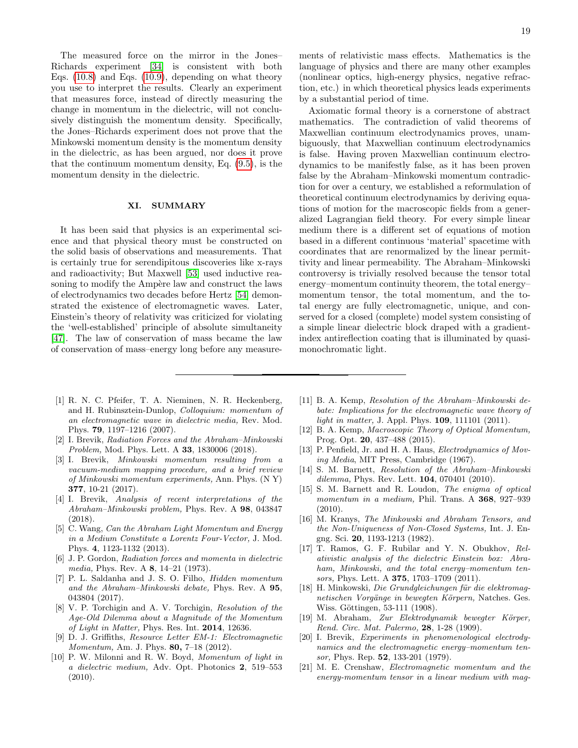The measured force on the mirror in the Jones–Richards experiment [34] is consistent with both Eqs. (10.8) and Eqs. (10.9), depending on what theory you use to interpret the results. Clearly an experiment that measures force, instead of directly measuring the change in momentum in the dielectric, will not conclusively distinguish the momentum density. Specifically, the Jones–Richards experiment does not prove that the Minkowski momentum density is the momentum density in the dielectric, as has been argued, nor does it prove that the continuum momentum density, Eq. (9.5), is the momentum density in the dielectric.

## XI. SUMMARY

It has been said that physics is an experimental science and that physical theory must be constructed on the solid basis of observations and measurements. That is certainly true for serendipitous discoveries like x-rays and radioactivity; But Maxwell [53] used inductive reasoning to modify the Ampère law and construct the laws of electrodynamics two decades before Hertz [54] demonstrated the existence of electromagnetic waves. Later, Einstein's theory of relativity was criticized for violating the 'well-established' principle of absolute simultaneity [47]. The law of conservation of mass became the law of conservation of mass–energy long before any measurements of relativistic mass effects. Mathematics is the language of physics and there are many other examples (nonlinear optics, high-energy physics, negative refraction, etc.) in which theoretical physics leads experiments by a substantial period of time.

Axiomatic formal theory is a cornerstone of abstract mathematics. The contradiction of valid theorems of Maxwellian continuum electrodynamics proves, unambiguously, that Maxwellian continuum electrodynamics is false. Having proven Maxwellian continuum electrodynamics to be manifestly false, as it has been proven false by the Abraham–Minkowski momentum contradiction for over a century, we established a reformulation of theoretical continuum electrodynamics by deriving equations of motion for the macroscopic fields from a generalized Lagrangian field theory. For every simple linear medium there is a different set of equations of motion based in a different continuous 'material' spacetime with coordinates that are renormalized by the linear permittivity and linear permeability. The Abraham–Minkowski controversy is trivially resolved because the tensor total energy–momentum continuity theorem, the total energy–momentum tensor, the total momentum, and the total energy are fully electromagnetic, unique, and conserved for a closed (complete) model system consisting of a simple linear dielectric block draped with a gradient-index antireflection coating that is illuminated by quasimonochromatic light.

---

[1] R. N. C. Pfeifer, T. A. Nieminen, N. R. Heckenberg, and H. Rubinsztein-Dunlop, *Colloquium: momentum of an electromagnetic wave in dielectric media,* Rev. Mod. Phys. **79**, 1197–1216 (2007).

[2] I. Brevik, *Radiation Forces and the Abraham–Minkowski Problem,* Mod. Phys. Lett. A **33**, 1830006 (2018).

[3] I. Brevik, *Minkowski momentum resulting from a vacuum-medium mapping procedure, and a brief review of Minkowski momentum experiments,* Ann. Phys. (N Y) **377**, 10-21 (2017).

[4] I. Brevik, *Analysis of recent interpretations of the Abraham–Minkowski problem,* Phys. Rev. A **98**, 043847 (2018).

[5] C. Wang, *Can the Abraham Light Momentum and Energy in a Medium Constitute a Lorentz Four-Vector,* J. Mod. Phys. **4**, 1123-1132 (2013).

[6] J. P. Gordon, *Radiation forces and momenta in dielectric media,* Phys. Rev. A **8**, 14–21 (1973).

[7] P. L. Saldanha and J. S. O. Filho, *Hidden momentum and the Abraham–Minkowski debate,* Phys. Rev. A **95**, 043804 (2017).

[8] V. P. Torchigin and A. V. Torchigin, *Resolution of the Age-Old Dilemma about a Magnitude of the Momentum of Light in Matter,* Phys. Res. Int. **2014**, 12636.

[9] D. J. Griffiths, *Resource Letter EM-1: Electromagnetic Momentum,* Am. J. Phys. **80,** 7–18 (2012).

[10] P. W. Milonni and R. W. Boyd, *Momentum of light in a dielectric medium,* Adv. Opt. Photonics **2**, 519–553 (2010).

[11] B. A. Kemp, *Resolution of the Abraham–Minkowski debate: Implications for the electromagnetic wave theory of light in matter,* J. Appl. Phys. **109**, 111101 (2011).

[12] B. A. Kemp, *Macroscopic Theory of Optical Momentum,* Prog. Opt. **20**, 437–488 (2015).

[13] P. Penfield, Jr. and H. A. Haus, *Electrodynamics of Moving Media,* MIT Press, Cambridge (1967).

[14] S. M. Barnett, *Resolution of the Abraham–Minkowski dilemma,* Phys. Rev. Lett. **104**, 070401 (2010).

[15] S. M. Barnett and R. Loudon, *The enigma of optical momentum in a medium,* Phil. Trans. A **368**, 927–939 (2010).

[16] M. Kranys, *The Minkowski and Abraham Tensors, and the Non-Uniqueness of Non-Closed Systems,* Int. J. Engng. Sci. **20**, 1193-1213 (1982).

[17] T. Ramos, G. F. Rubilar and Y. N. Obukhov, *Relativistic analysis of the dielectric Einstein box: Abraham, Minkowski, and the total energy–momentum tensors,* Phys. Lett. A **375**, 1703–1709 (2011).

[18] H. Minkowski, *Die Grundgleichungen für die elektromagnetischen Vorgänge in bewegten Körpern,* Natches. Ges. Wiss. Göttingen, 53-111 (1908).

[19] M. Abraham, *Zur Elektrodynamik bewegter Körper, Rend. Circ. Mat. Palermo,* **28**, 1-28 (1909).

[20] I. Brevik, *Experiments in phenomenological electrodynamics and the electromagnetic energy–momentum tensor,* Phys. Rep. **52**, 133-201 (1979).

[21] M. E. Crenshaw, *Electromagnetic momentum and the energy-momentum tensor in a linear medium with mag-*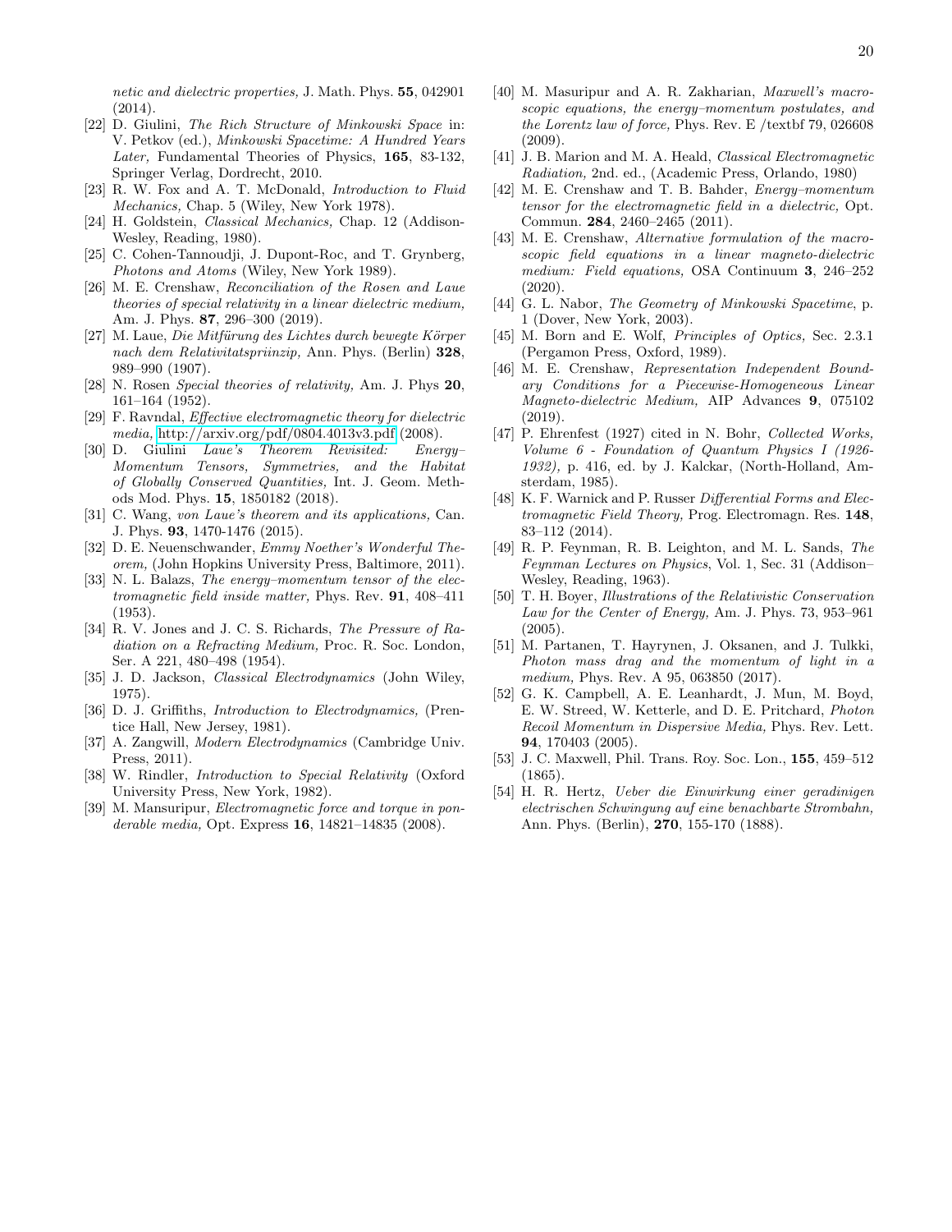netic and dielectric properties, J. Math. Phys. **55**, 042901 (2014).

[22] D. Giulini, *The Rich Structure of Minkowski Space* in: V. Petkov (ed.), *Minkowski Spacetime: A Hundred Years Later,* Fundamental Theories of Physics, **165**, 83-132, Springer Verlag, Dordrecht, 2010.

[23] R. W. Fox and A. T. McDonald, *Introduction to Fluid Mechanics,* Chap. 5 (Wiley, New York 1978).

[24] H. Goldstein, *Classical Mechanics,* Chap. 12 (Addison-Wesley, Reading, 1980).

[25] C. Cohen-Tannoudji, J. Dupont-Roc, and T. Grynberg, *Photons and Atoms* (Wiley, New York 1989).

[26] M. E. Crenshaw, *Reconciliation of the Rosen and Laue theories of special relativity in a linear dielectric medium,* Am. J. Phys. **87**, 296–300 (2019).

[27] M. Laue, *Die Mitfürung des Lichtes durch bewegte Körper nach dem Relativitatspriinzip,* Ann. Phys. (Berlin) **328**, 989–990 (1907).

[28] N. Rosen *Special theories of relativity,* Am. J. Phys **20**, 161–164 (1952).

[29] F. Ravndal, *Effective electromagnetic theory for dielectric media,* http://arxiv.org/pdf/0804.4013v3.pdf (2008).

[30] D. Giulini *Laue's Theorem Revisited: Energy–Momentum Tensors, Symmetries, and the Habitat of Globally Conserved Quantities,* Int. J. Geom. Methods Mod. Phys. **15**, 1850182 (2018).

[31] C. Wang, *von Laue's theorem and its applications,* Can. J. Phys. **93**, 1470-1476 (2015).

[32] D. E. Neuenschwander, *Emmy Noether's Wonderful Theorem,* (John Hopkins University Press, Baltimore, 2011).

[33] N. L. Balazs, *The energy–momentum tensor of the electromagnetic field inside matter,* Phys. Rev. **91**, 408–411 (1953).

[34] R. V. Jones and J. C. S. Richards, *The Pressure of Radiation on a Refracting Medium,* Proc. R. Soc. London, Ser. A 221, 480–498 (1954).

[35] J. D. Jackson, *Classical Electrodynamics* (John Wiley, 1975).

[36] D. J. Griffiths, *Introduction to Electrodynamics,* (Prentice Hall, New Jersey, 1981).

[37] A. Zangwill, *Modern Electrodynamics* (Cambridge Univ. Press, 2011).

[38] W. Rindler, *Introduction to Special Relativity* (Oxford University Press, New York, 1982).

[39] M. Mansuripur, *Electromagnetic force and torque in ponderable media,* Opt. Express **16**, 14821–14835 (2008).

[40] M. Masuripur and A. R. Zakharian, *Maxwell's macroscopic equations, the energy–momentum postulates, and the Lorentz law of force,* Phys. Rev. E /textbf 79, 026608 (2009).

[41] J. B. Marion and M. A. Heald, *Classical Electromagnetic Radiation,* 2nd. ed., (Academic Press, Orlando, 1980)

[42] M. E. Crenshaw and T. B. Bahder, *Energy–momentum tensor for the electromagnetic field in a dielectric,* Opt. Commun. **284**, 2460–2465 (2011).

[43] M. E. Crenshaw, *Alternative formulation of the macroscopic field equations in a linear magneto-dielectric medium: Field equations,* OSA Continuum **3**, 246–252 (2020).

[44] G. L. Nabor, *The Geometry of Minkowski Spacetime*, p. 1 (Dover, New York, 2003).

[45] M. Born and E. Wolf, *Principles of Optics,* Sec. 2.3.1 (Pergamon Press, Oxford, 1989).

[46] M. E. Crenshaw, *Representation Independent Boundary Conditions for a Piecewise-Homogeneous Linear Magneto-dielectric Medium,* AIP Advances **9**, 075102 (2019).

[47] P. Ehrenfest (1927) cited in N. Bohr, *Collected Works, Volume 6 - Foundation of Quantum Physics I (1926-1932),* p. 416, ed. by J. Kalckar, (North-Holland, Amsterdam, 1985).

[48] K. F. Warnick and P. Russer *Differential Forms and Electromagnetic Field Theory,* Prog. Electromagn. Res. **148**, 83–112 (2014).

[49] R. P. Feynman, R. B. Leighton, and M. L. Sands, *The Feynman Lectures on Physics*, Vol. 1, Sec. 31 (Addison–Wesley, Reading, 1963).

[50] T. H. Boyer, *Illustrations of the Relativistic Conservation Law for the Center of Energy,* Am. J. Phys. 73, 953–961 (2005).

[51] M. Partanen, T. Hayrynen, J. Oksanen, and J. Tulkki, *Photon mass drag and the momentum of light in a medium,* Phys. Rev. A 95, 063850 (2017).

[52] G. K. Campbell, A. E. Leanhardt, J. Mun, M. Boyd, E. W. Streed, W. Ketterle, and D. E. Pritchard, *Photon Recoil Momentum in Dispersive Media,* Phys. Rev. Lett. **94**, 170403 (2005).

[53] J. C. Maxwell, Phil. Trans. Roy. Soc. Lon., **155**, 459–512 (1865).

[54] H. R. Hertz, *Ueber die Einwirkung einer geradinigen electrischen Schwingung auf eine benachbarte Strombahn,* Ann. Phys. (Berlin), **270**, 155-170 (1888).